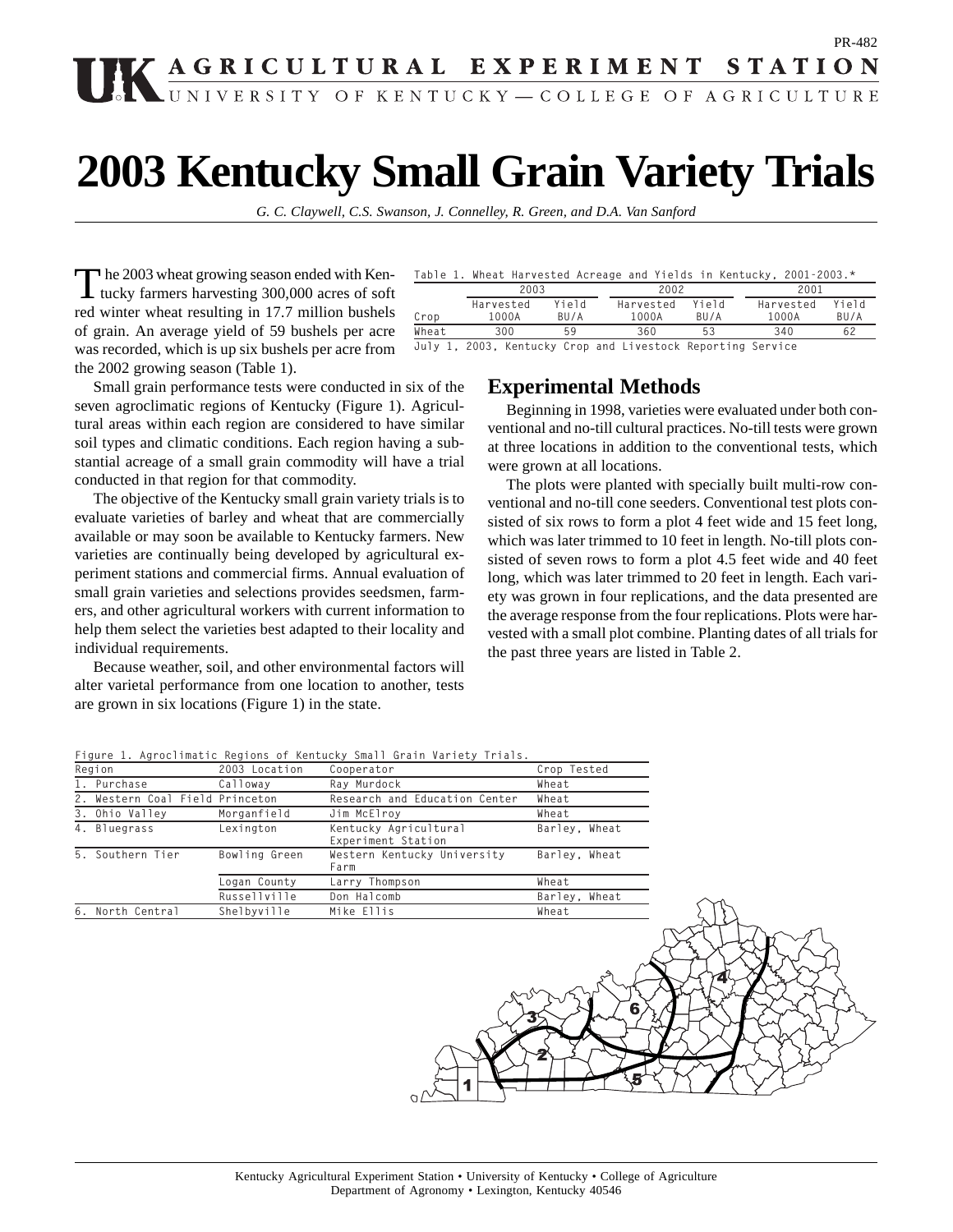PR-482

**AGRICULTURAL EXPERIMENT STATION**
UNIVERSITY OF KENTUCKY—COLLEGE OF AGRICULTURE

# 2003 Kentucky Small Grain Variety Trials

*G. C. Claywell, C.S. Swanson, J. Connelley, R. Green, and D.A. Van Sanford*

The 2003 wheat growing season ended with Kentucky farmers harvesting 300,000 acres of soft red winter wheat resulting in 17.7 million bushels of grain. An average yield of 59 bushels per acre was recorded, which is up six bushels per acre from the 2002 growing season (Table 1).

Table 1. Wheat Harvested Acreage and Yields in Kentucky, 2001-2003.*

| | 2003 | | 2002 | | 2001 | |
|---|---|---|---|---|---|---|
| Crop | Harvested 1000A | Yield BU/A | Harvested 1000A | Yield BU/A | Harvested 1000A | Yield BU/A |
| Wheat | 300 | 59 | 360 | 53 | 340 | 62 |

July 1, 2003, Kentucky Crop and Livestock Reporting Service

Small grain performance tests were conducted in six of the seven agroclimatic regions of Kentucky (Figure 1). Agricultural areas within each region are considered to have similar soil types and climatic conditions. Each region having a substantial acreage of a small grain commodity will have a trial conducted in that region for that commodity.

The objective of the Kentucky small grain variety trials is to evaluate varieties of barley and wheat that are commercially available or may soon be available to Kentucky farmers. New varieties are continually being developed by agricultural experiment stations and commercial firms. Annual evaluation of small grain varieties and selections provides seedsmen, farmers, and other agricultural workers with current information to help them select the varieties best adapted to their locality and individual requirements.

Because weather, soil, and other environmental factors will alter varietal performance from one location to another, tests are grown in six locations (Figure 1) in the state.

## Experimental Methods

Beginning in 1998, varieties were evaluated under both conventional and no-till cultural practices. No-till tests were grown at three locations in addition to the conventional tests, which were grown at all locations.

The plots were planted with specially built multi-row conventional and no-till cone seeders. Conventional test plots consisted of six rows to form a plot 4 feet wide and 15 feet long, which was later trimmed to 10 feet in length. No-till plots consisted of seven rows to form a plot 4.5 feet wide and 40 feet long, which was later trimmed to 20 feet in length. Each variety was grown in four replications, and the data presented are the average response from the four replications. Plots were harvested with a small plot combine. Planting dates of all trials for the past three years are listed in Table 2.

Figure 1. Agroclimatic Regions of Kentucky Small Grain Variety Trials.

| Region | 2003 Location | Cooperator | Crop Tested |
|---|---|---|---|
| 1. Purchase | Calloway | Ray Murdock | Wheat |
| 2. Western Coal Field | Princeton | Research and Education Center | Wheat |
| 3. Ohio Valley | Morganfield | Jim McElroy | Wheat |
| 4. Bluegrass | Lexington | Kentucky Agricultural Experiment Station | Barley, Wheat |
| 5. Southern Tier | Bowling Green | Western Kentucky University Farm | Barley, Wheat |
| | Logan County | Larry Thompson | Wheat |
| | Russellville | Don Halcomb | Barley, Wheat |
| 6. North Central | Shelbyville | Mike Ellis | Wheat |

Kentucky Agricultural Experiment Station • University of Kentucky • College of Agriculture
Department of Agronomy • Lexington, Kentucky 40546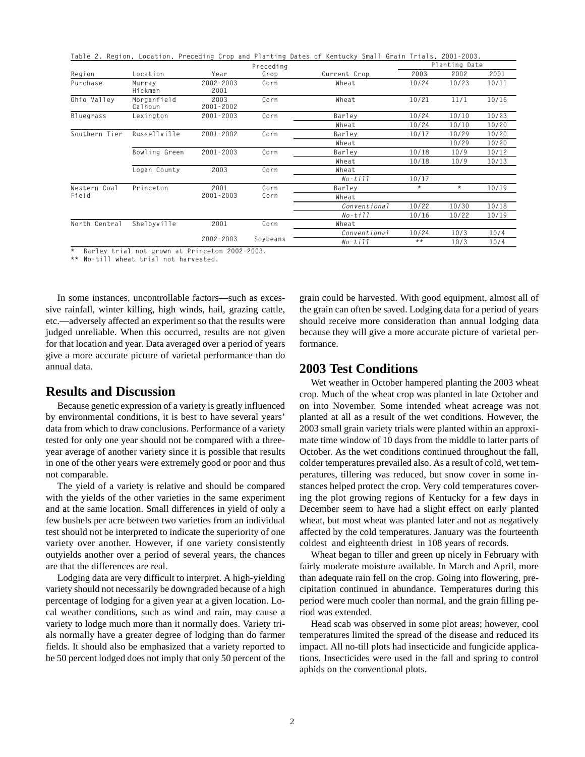Table 2. Region, Location, Preceding Crop and Planting Dates of Kentucky Small Grain Trials, 2001-2003.

| Region | Location | Year | Preceding Crop | Current Crop | Planting Date 2003 | 2002 | 2001 |
|---|---|---|---|---|---|---|---|
| Purchase | Murray<br>Hickman | 2002-2003<br>2001 | Corn | Wheat | 10/24 | 10/23 | 10/11 |
| Ohio Valley | Morganfield<br>Calhoun | 2003<br>2001-2002 | Corn | Wheat | 10/21 | 11/1 | 10/16 |
| Bluegrass | Lexington | 2001-2003 | Corn | Barley | 10/24 | 10/10 | 10/23 |
| | | | | Wheat | 10/24 | 10/10 | 10/20 |
| Southern Tier | Russellville | 2001-2002 | Corn | Barley | 10/17 | 10/29 | 10/20 |
| | | | | Wheat | | 10/29 | 10/20 |
| | Bowling Green | 2001-2003 | Corn | Barley | 10/18 | 10/9 | 10/12 |
| | | | | Wheat | 10/18 | 10/9 | 10/13 |
| | Logan County | 2003 | Corn | Wheat | | | |
| | | | | *No-till* | 10/17 | | |
| Western Coal Field | Princeton | 2001<br>2001-2003 | Corn<br>Corn | Barley | * | * | 10/19 |
| | | | | Wheat | | | |
| | | | | *Conventional* | 10/22 | 10/30 | 10/18 |
| | | | | *No-till* | 10/16 | 10/22 | 10/19 |
| North Central | Shelbyville | 2001 | Corn | Wheat | | | |
| | | | | *Conventional* | 10/24 | 10/3 | 10/4 |
| | | 2002-2003 | Soybeans | *No-till* | ** | 10/3 | 10/4 |

\* Barley trial not grown at Princeton 2002-2003.
** No-till wheat trial not harvested.

In some instances, uncontrollable factors—such as excessive rainfall, winter killing, high winds, hail, grazing cattle, etc.—adversely affected an experiment so that the results were judged unreliable. When this occurred, results are not given for that location and year. Data averaged over a period of years give a more accurate picture of varietal performance than do annual data.

## Results and Discussion

Because genetic expression of a variety is greatly influenced by environmental conditions, it is best to have several years' data from which to draw conclusions. Performance of a variety tested for only one year should not be compared with a three-year average of another variety since it is possible that results in one of the other years were extremely good or poor and thus not comparable.

The yield of a variety is relative and should be compared with the yields of the other varieties in the same experiment and at the same location. Small differences in yield of only a few bushels per acre between two varieties from an individual test should not be interpreted to indicate the superiority of one variety over another. However, if one variety consistently outyields another over a period of several years, the chances are that the differences are real.

Lodging data are very difficult to interpret. A high-yielding variety should not necessarily be downgraded because of a high percentage of lodging for a given year at a given location. Local weather conditions, such as wind and rain, may cause a variety to lodge much more than it normally does. Variety trials normally have a greater degree of lodging than do farmer fields. It should also be emphasized that a variety reported to be 50 percent lodged does not imply that only 50 percent of the grain could be harvested. With good equipment, almost all of the grain can often be saved. Lodging data for a period of years should receive more consideration than annual lodging data because they will give a more accurate picture of varietal performance.

## 2003 Test Conditions

Wet weather in October hampered planting the 2003 wheat crop. Much of the wheat crop was planted in late October and on into November. Some intended wheat acreage was not planted at all as a result of the wet conditions. However, the 2003 small grain variety trials were planted within an approximate time window of 10 days from the middle to latter parts of October. As the wet conditions continued throughout the fall, colder temperatures prevailed also. As a result of cold, wet temperatures, tillering was reduced, but snow cover in some instances helped protect the crop. Very cold temperatures covering the plot growing regions of Kentucky for a few days in December seem to have had a slight effect on early planted wheat, but most wheat was planted later and not as negatively affected by the cold temperatures. January was the fourteenth coldest and eighteenth driest in 108 years of records.

Wheat began to tiller and green up nicely in February with fairly moderate moisture available. In March and April, more than adequate rain fell on the crop. Going into flowering, precipitation continued in abundance. Temperatures during this period were much cooler than normal, and the grain filling period was extended.

Head scab was observed in some plot areas; however, cool temperatures limited the spread of the disease and reduced its impact. All no-till plots had insecticide and fungicide applications. Insecticides were used in the fall and spring to control aphids on the conventional plots.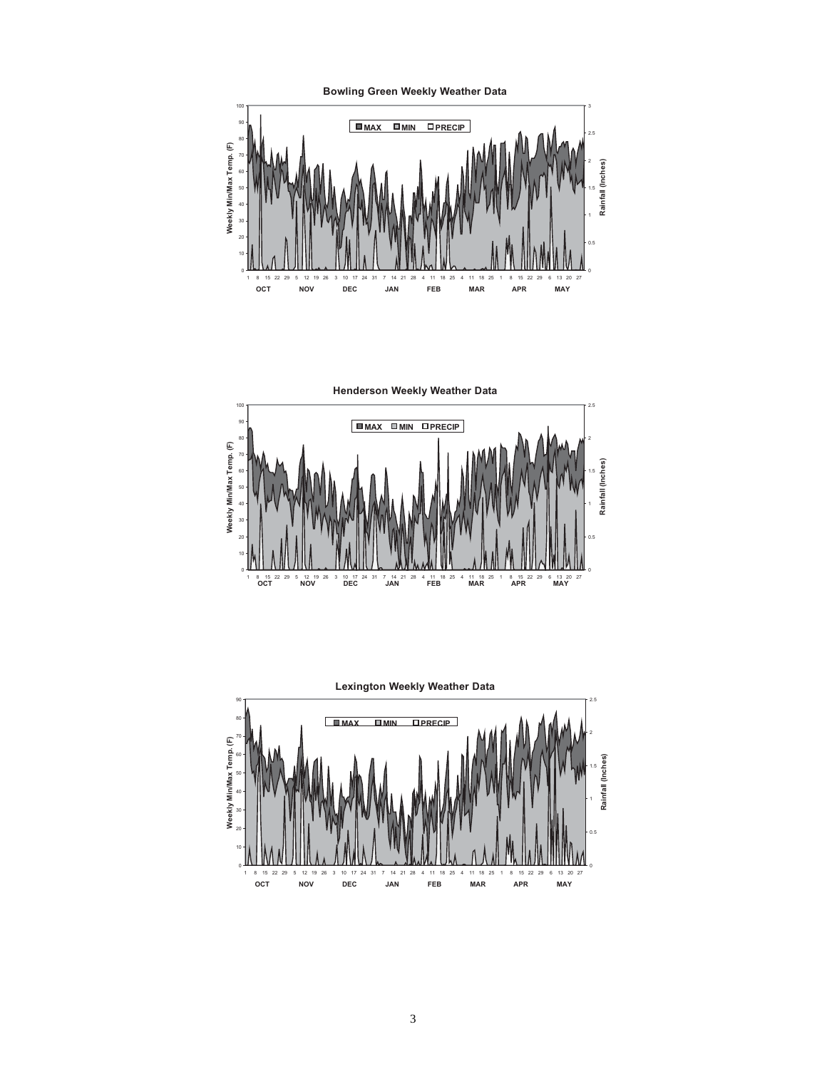**Bowling Green Weekly Weather Data**

**Henderson Weekly Weather Data**

**Lexington Weekly Weather Data**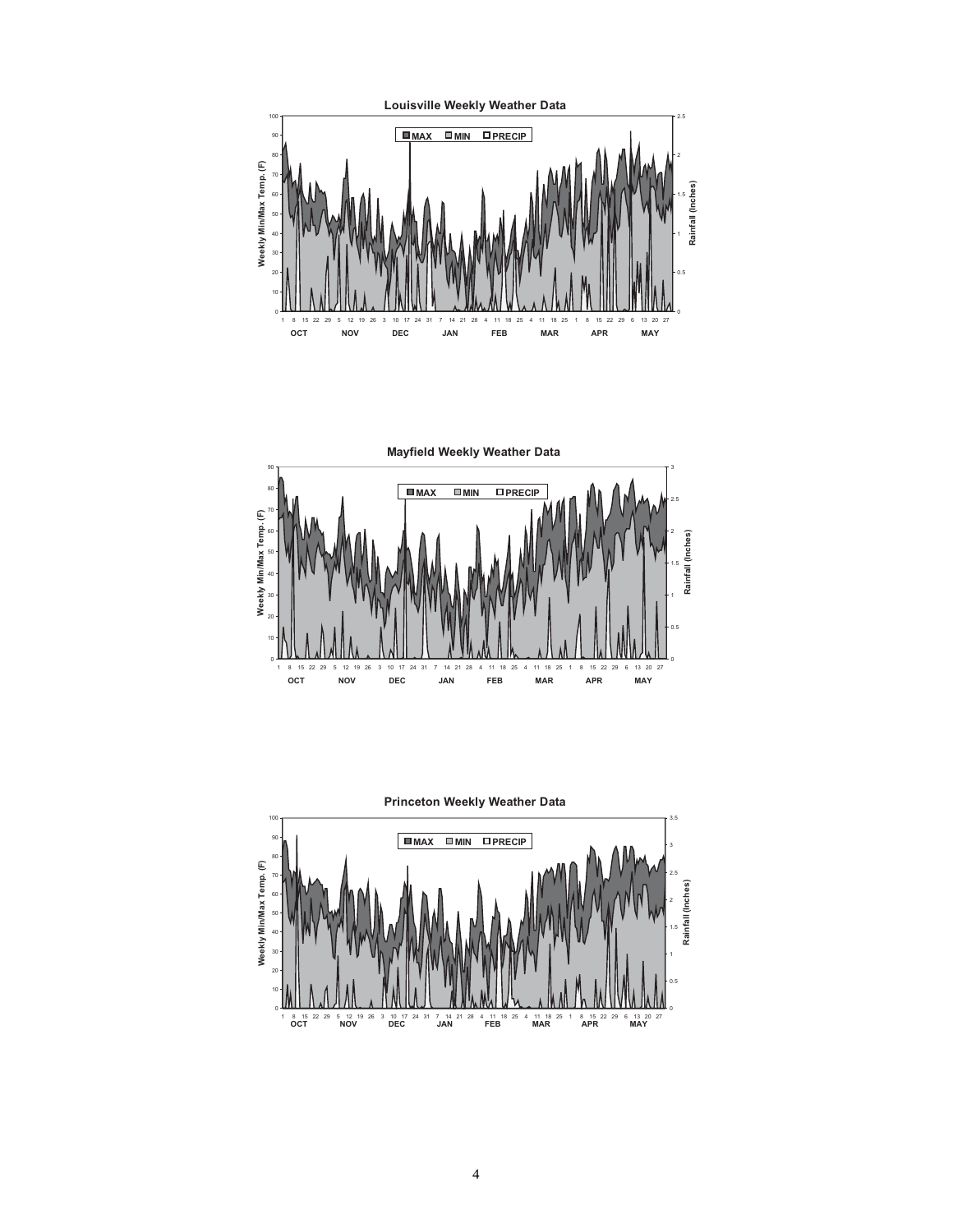**Louisville Weekly Weather Data**

MAX MIN PRECIP

Weekly Min/Max Temp. (F)

Rainfall (Inches)

OCT NOV DEC JAN FEB MAR APR MAY

**Mayfield Weekly Weather Data**

MAX MIN PRECIP

Weekly Min/Max Temp. (F)

Rainfall (Inches)

OCT NOV DEC JAN FEB MAR APR MAY

**Princeton Weekly Weather Data**

MAX MIN PRECIP

Weekly Min/Max Temp. (F)

Rainfall (Inches)

OCT NOV DEC JAN FEB MAR APR MAY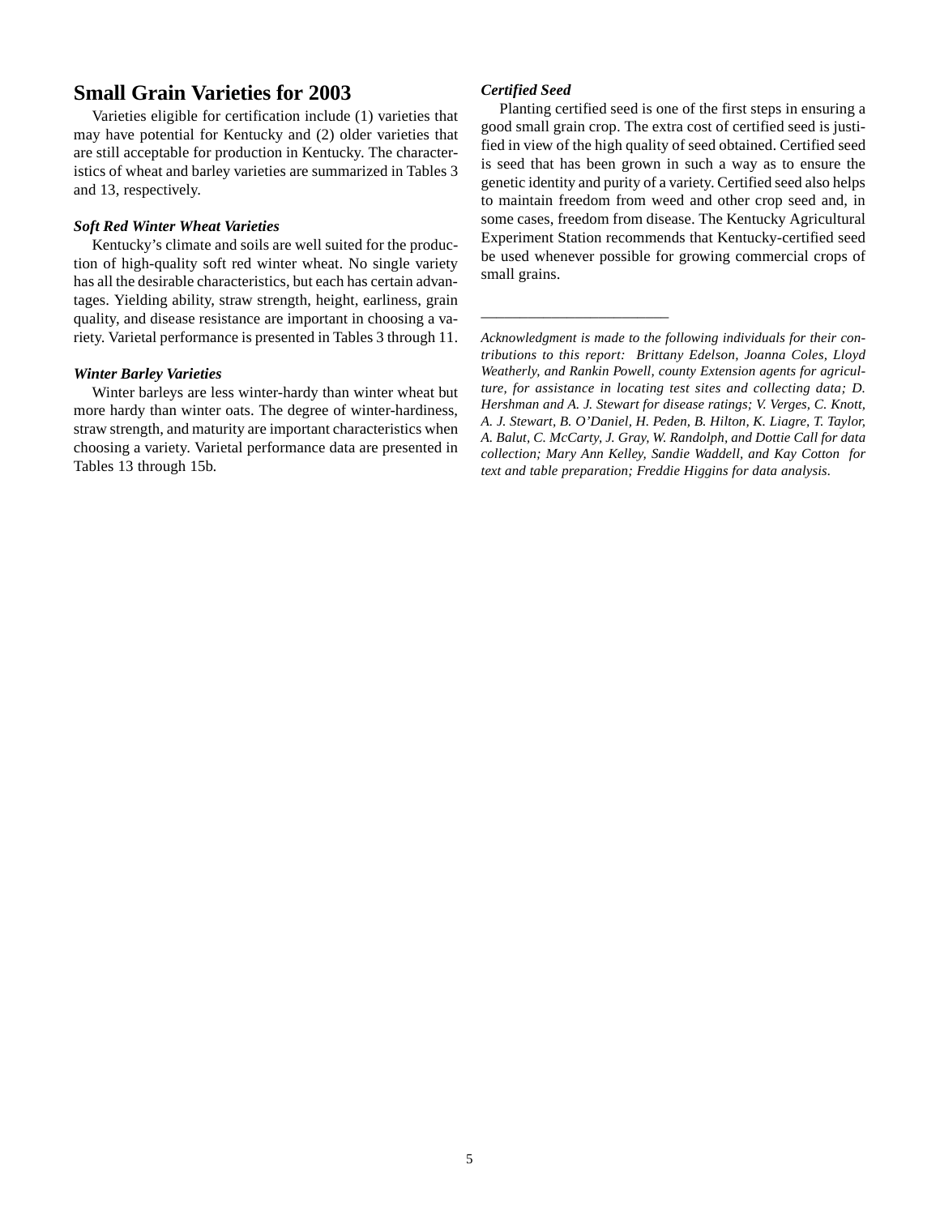## Small Grain Varieties for 2003

Varieties eligible for certification include (1) varieties that may have potential for Kentucky and (2) older varieties that are still acceptable for production in Kentucky. The characteristics of wheat and barley varieties are summarized in Tables 3 and 13, respectively.

### *Soft Red Winter Wheat Varieties*

Kentucky's climate and soils are well suited for the production of high-quality soft red winter wheat. No single variety has all the desirable characteristics, but each has certain advantages. Yielding ability, straw strength, height, earliness, grain quality, and disease resistance are important in choosing a variety. Varietal performance is presented in Tables 3 through 11.

### *Winter Barley Varieties*

Winter barleys are less winter-hardy than winter wheat but more hardy than winter oats. The degree of winter-hardiness, straw strength, and maturity are important characteristics when choosing a variety. Varietal performance data are presented in Tables 13 through 15b.

### *Certified Seed*

Planting certified seed is one of the first steps in ensuring a good small grain crop. The extra cost of certified seed is justified in view of the high quality of seed obtained. Certified seed is seed that has been grown in such a way as to ensure the genetic identity and purity of a variety. Certified seed also helps to maintain freedom from weed and other crop seed and, in some cases, freedom from disease. The Kentucky Agricultural Experiment Station recommends that Kentucky-certified seed be used whenever possible for growing commercial crops of small grains.

---

*Acknowledgment is made to the following individuals for their contributions to this report: Brittany Edelson, Joanna Coles, Lloyd Weatherly, and Rankin Powell, county Extension agents for agriculture, for assistance in locating test sites and collecting data; D. Hershman and A. J. Stewart for disease ratings; V. Verges, C. Knott, A. J. Stewart, B. O'Daniel, H. Peden, B. Hilton, K. Liagre, T. Taylor, A. Balut, C. McCarty, J. Gray, W. Randolph, and Dottie Call for data collection; Mary Ann Kelley, Sandie Waddell, and Kay Cotton for text and table preparation; Freddie Higgins for data analysis.*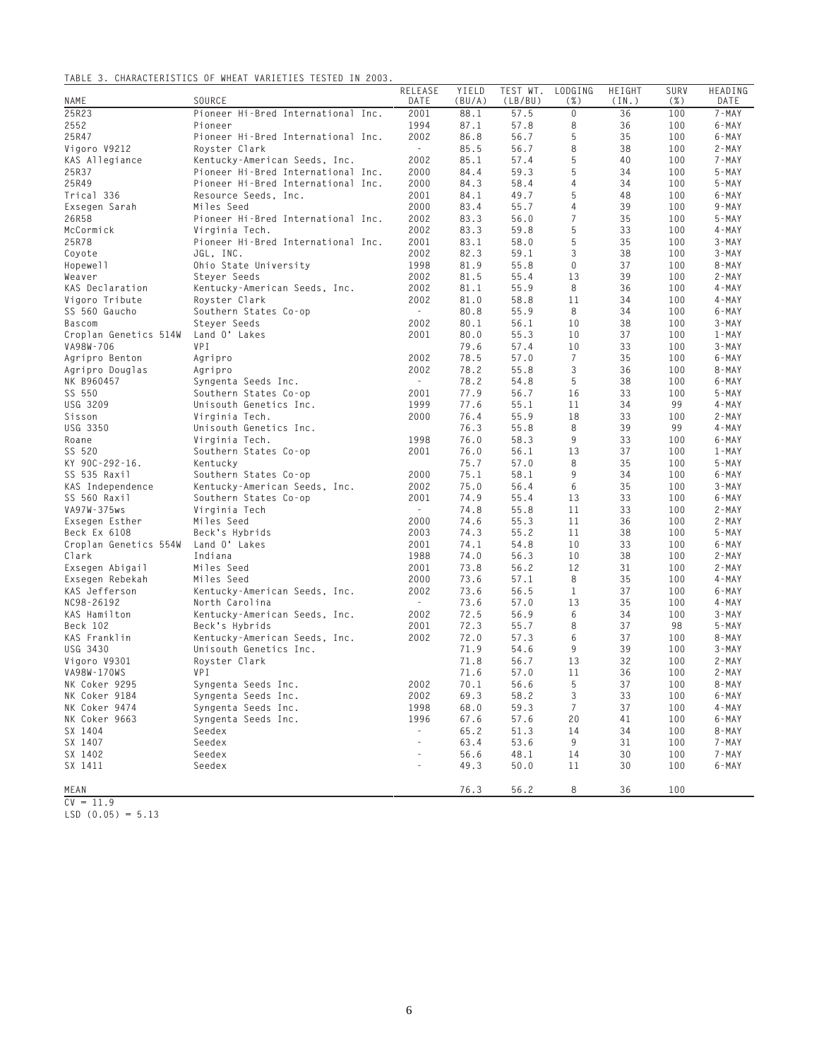TABLE 3. CHARACTERISTICS OF WHEAT VARIETIES TESTED IN 2003.

| NAME | SOURCE | RELEASE DATE | YIELD (BU/A) | TEST WT. (LB/BU) | LODGING (%) | HEIGHT (IN.) | SURV (%) | HEADING DATE |
|---|---|---|---|---|---|---|---|---|
| 25R23 | Pioneer Hi-Bred International Inc. | 2001 | 88.1 | 57.5 | 0 | 36 | 100 | 7-MAY |
| 2552 | Pioneer | 1994 | 87.1 | 57.8 | 8 | 36 | 100 | 6-MAY |
| 25R47 | Pioneer Hi-Bred International Inc. | 2002 | 86.8 | 56.7 | 5 | 35 | 100 | 6-MAY |
| Vigoro V9212 | Royster Clark | - | 85.5 | 56.7 | 8 | 38 | 100 | 2-MAY |
| KAS Allegiance | Kentucky-American Seeds, Inc. | 2002 | 85.1 | 57.4 | 5 | 40 | 100 | 7-MAY |
| 25R37 | Pioneer Hi-Bred International Inc. | 2000 | 84.4 | 59.3 | 5 | 34 | 100 | 5-MAY |
| 25R49 | Pioneer Hi-Bred International Inc. | 2000 | 84.3 | 58.4 | 4 | 34 | 100 | 5-MAY |
| Trical 336 | Resource Seeds, Inc. | 2001 | 84.1 | 49.7 | 5 | 48 | 100 | 6-MAY |
| Exsegen Sarah | Miles Seed | 2000 | 83.4 | 55.7 | 4 | 39 | 100 | 9-MAY |
| 26R58 | Pioneer Hi-Bred International Inc. | 2002 | 83.3 | 56.0 | 7 | 35 | 100 | 5-MAY |
| McCormick | Virginia Tech. | 2002 | 83.3 | 59.8 | 5 | 33 | 100 | 4-MAY |
| 25R78 | Pioneer Hi-Bred International Inc. | 2001 | 83.1 | 58.0 | 5 | 35 | 100 | 3-MAY |
| Coyote | JGL, INC. | 2002 | 82.3 | 59.1 | 3 | 38 | 100 | 3-MAY |
| Hopewell | Ohio State University | 1998 | 81.9 | 55.8 | 0 | 37 | 100 | 8-MAY |
| Weaver | Steyer Seeds | 2002 | 81.5 | 55.4 | 13 | 39 | 100 | 2-MAY |
| KAS Declaration | Kentucky-American Seeds, Inc. | 2002 | 81.1 | 55.9 | 8 | 36 | 100 | 4-MAY |
| Vigoro Tribute | Royster Clark | 2002 | 81.0 | 58.8 | 11 | 34 | 100 | 4-MAY |
| SS 560 Gaucho | Southern States Co-op | - | 80.8 | 55.9 | 8 | 34 | 100 | 6-MAY |
| Bascom | Steyer Seeds | 2002 | 80.1 | 56.1 | 10 | 38 | 100 | 3-MAY |
| Croplan Genetics 514W | Land O' Lakes | 2001 | 80.0 | 55.3 | 10 | 37 | 100 | 1-MAY |
| VA98W-706 | VPI | | 79.6 | 57.4 | 10 | 33 | 100 | 3-MAY |
| Agripro Benton | Agripro | 2002 | 78.5 | 57.0 | 7 | 35 | 100 | 6-MAY |
| Agripro Douglas | Agripro | 2002 | 78.2 | 55.8 | 3 | 36 | 100 | 8-MAY |
| NK B960457 | Syngenta Seeds Inc. | - | 78.2 | 54.8 | 5 | 38 | 100 | 6-MAY |
| SS 550 | Southern States Co-op | 2001 | 77.9 | 56.7 | 16 | 33 | 100 | 5-MAY |
| USG 3209 | Unisouth Genetics Inc. | 1999 | 77.6 | 55.1 | 11 | 34 | 99 | 4-MAY |
| Sisson | Virginia Tech. | 2000 | 76.4 | 55.9 | 18 | 33 | 100 | 2-MAY |
| USG 3350 | Unisouth Genetics Inc. | | 76.3 | 55.8 | 8 | 39 | 99 | 4-MAY |
| Roane | Virginia Tech. | 1998 | 76.0 | 58.3 | 9 | 33 | 100 | 6-MAY |
| SS 520 | Southern States Co-op | 2001 | 76.0 | 56.1 | 13 | 37 | 100 | 1-MAY |
| KY 90C-292-16. | Kentucky | | 75.7 | 57.0 | 8 | 35 | 100 | 5-MAY |
| SS 535 Raxil | Southern States Co-op | 2000 | 75.1 | 58.1 | 9 | 34 | 100 | 6-MAY |
| KAS Independence | Kentucky-American Seeds, Inc. | 2002 | 75.0 | 56.4 | 6 | 35 | 100 | 3-MAY |
| SS 560 Raxil | Southern States Co-op | 2001 | 74.9 | 55.4 | 13 | 33 | 100 | 6-MAY |
| VA97W-375ws | Virginia Tech | - | 74.8 | 55.8 | 11 | 33 | 100 | 2-MAY |
| Exsegen Esther | Miles Seed | 2000 | 74.6 | 55.3 | 11 | 36 | 100 | 2-MAY |
| Beck Ex 6108 | Beck's Hybrids | 2003 | 74.3 | 55.2 | 11 | 38 | 100 | 5-MAY |
| Croplan Genetics 554W | Land O' Lakes | 2001 | 74.1 | 54.8 | 10 | 33 | 100 | 6-MAY |
| Clark | Indiana | 1988 | 74.0 | 56.3 | 10 | 38 | 100 | 2-MAY |
| Exsegen Abigail | Miles Seed | 2001 | 73.8 | 56.2 | 12 | 31 | 100 | 2-MAY |
| Exsegen Rebekah | Miles Seed | 2000 | 73.6 | 57.1 | 8 | 35 | 100 | 4-MAY |
| KAS Jefferson | Kentucky-American Seeds, Inc. | 2002 | 73.6 | 56.5 | 1 | 37 | 100 | 6-MAY |
| NC98-26192 | North Carolina | - | 73.6 | 57.0 | 13 | 35 | 100 | 4-MAY |
| KAS Hamilton | Kentucky-American Seeds, Inc. | 2002 | 72.5 | 56.9 | 6 | 34 | 100 | 3-MAY |
| Beck 102 | Beck's Hybrids | 2001 | 72.3 | 55.7 | 8 | 37 | 98 | 5-MAY |
| KAS Franklin | Kentucky-American Seeds, Inc. | 2002 | 72.0 | 57.3 | 6 | 37 | 100 | 8-MAY |
| USG 3430 | Unisouth Genetics Inc. | | 71.9 | 54.6 | 9 | 39 | 100 | 3-MAY |
| Vigoro V9301 | Royster Clark | | 71.8 | 56.7 | 13 | 32 | 100 | 2-MAY |
| VA98W-170WS | VPI | | 71.6 | 57.0 | 11 | 36 | 100 | 2-MAY |
| NK Coker 9295 | Syngenta Seeds Inc. | 2002 | 70.1 | 56.6 | 5 | 37 | 100 | 8-MAY |
| NK Coker 9184 | Syngenta Seeds Inc. | 2002 | 69.3 | 58.2 | 3 | 33 | 100 | 6-MAY |
| NK Coker 9474 | Syngenta Seeds Inc. | 1998 | 68.0 | 59.3 | 7 | 37 | 100 | 4-MAY |
| NK Coker 9663 | Syngenta Seeds Inc. | 1996 | 67.6 | 57.6 | 20 | 41 | 100 | 6-MAY |
| SX 1404 | Seedex | - | 65.2 | 51.3 | 14 | 34 | 100 | 8-MAY |
| SX 1407 | Seedex | - | 63.4 | 53.6 | 9 | 31 | 100 | 7-MAY |
| SX 1402 | Seedex | - | 56.6 | 48.1 | 14 | 30 | 100 | 7-MAY |
| SX 1411 | Seedex | - | 49.3 | 50.0 | 11 | 30 | 100 | 6-MAY |
| MEAN | | | 76.3 | 56.2 | 8 | 36 | 100 | |

CV = 11.9

LSD (0.05) = 5.13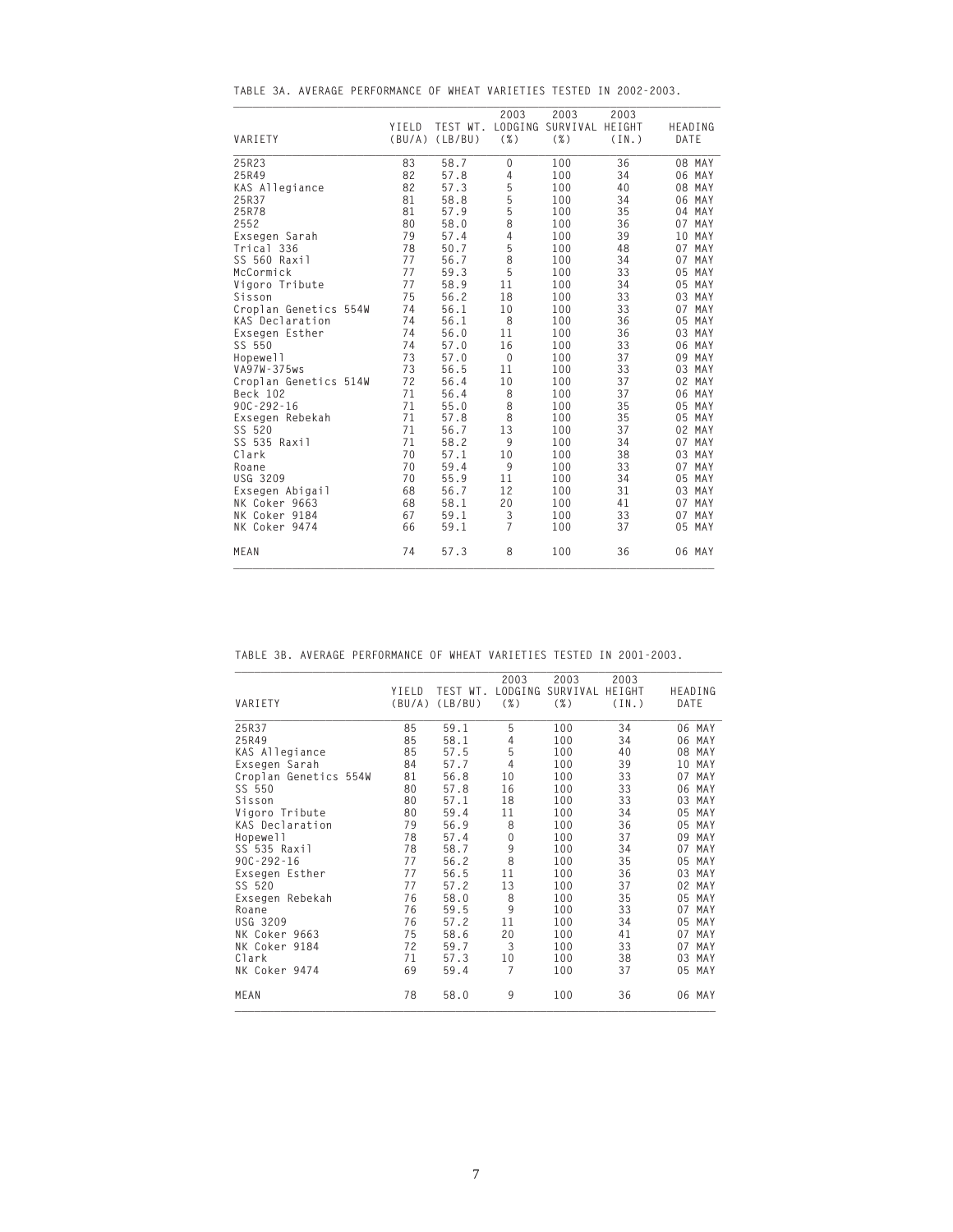TABLE 3A. AVERAGE PERFORMANCE OF WHEAT VARIETIES TESTED IN 2002-2003.

| VARIETY | YIELD (BU/A) | TEST WT. (LB/BU) | 2003 LODGING (%) | 2003 SURVIVAL (%) | 2003 HEIGHT (IN.) | HEADING DATE |
|---|---|---|---|---|---|---|
| 25R23 | 83 | 58.7 | 0 | 100 | 36 | 08 MAY |
| 25R49 | 82 | 57.8 | 4 | 100 | 34 | 06 MAY |
| KAS Allegiance | 82 | 57.3 | 5 | 100 | 40 | 08 MAY |
| 25R37 | 81 | 58.8 | 5 | 100 | 34 | 06 MAY |
| 25R78 | 81 | 57.9 | 5 | 100 | 35 | 04 MAY |
| 2552 | 80 | 58.0 | 8 | 100 | 36 | 07 MAY |
| Exsegen Sarah | 79 | 57.4 | 4 | 100 | 39 | 10 MAY |
| Trical 336 | 78 | 50.7 | 5 | 100 | 48 | 07 MAY |
| SS 560 Raxil | 77 | 56.7 | 8 | 100 | 34 | 07 MAY |
| McCormick | 77 | 59.3 | 5 | 100 | 33 | 05 MAY |
| Vigoro Tribute | 77 | 58.9 | 11 | 100 | 34 | 05 MAY |
| Sisson | 75 | 56.2 | 18 | 100 | 33 | 03 MAY |
| Croplan Genetics 554W | 74 | 56.1 | 10 | 100 | 33 | 07 MAY |
| KAS Declaration | 74 | 56.1 | 8 | 100 | 36 | 05 MAY |
| Exsegen Esther | 74 | 56.0 | 11 | 100 | 36 | 03 MAY |
| SS 550 | 74 | 57.0 | 16 | 100 | 33 | 06 MAY |
| Hopewell | 73 | 57.0 | 0 | 100 | 37 | 09 MAY |
| VA97W-375ws | 73 | 56.5 | 11 | 100 | 33 | 03 MAY |
| Croplan Genetics 514W | 72 | 56.4 | 10 | 100 | 37 | 02 MAY |
| Beck 102 | 71 | 56.4 | 8 | 100 | 37 | 06 MAY |
| 90C-292-16 | 71 | 55.0 | 8 | 100 | 35 | 05 MAY |
| Exsegen Rebekah | 71 | 57.8 | 8 | 100 | 35 | 05 MAY |
| SS 520 | 71 | 56.7 | 13 | 100 | 37 | 02 MAY |
| SS 535 Raxil | 71 | 58.2 | 9 | 100 | 34 | 07 MAY |
| Clark | 70 | 57.1 | 10 | 100 | 38 | 03 MAY |
| Roane | 70 | 59.4 | 9 | 100 | 33 | 07 MAY |
| USG 3209 | 70 | 55.9 | 11 | 100 | 34 | 05 MAY |
| Exsegen Abigail | 68 | 56.7 | 12 | 100 | 31 | 03 MAY |
| NK Coker 9663 | 68 | 58.1 | 20 | 100 | 41 | 07 MAY |
| NK Coker 9184 | 67 | 59.1 | 3 | 100 | 33 | 07 MAY |
| NK Coker 9474 | 66 | 59.1 | 7 | 100 | 37 | 05 MAY |
| MEAN | 74 | 57.3 | 8 | 100 | 36 | 06 MAY |

TABLE 3B. AVERAGE PERFORMANCE OF WHEAT VARIETIES TESTED IN 2001-2003.

| VARIETY | YIELD (BU/A) | TEST WT. (LB/BU) | 2003 LODGING (%) | 2003 SURVIVAL (%) | 2003 HEIGHT (IN.) | HEADING DATE |
|---|---|---|---|---|---|---|
| 25R37 | 85 | 59.1 | 5 | 100 | 34 | 06 MAY |
| 25R49 | 85 | 58.1 | 4 | 100 | 34 | 06 MAY |
| KAS Allegiance | 85 | 57.5 | 5 | 100 | 40 | 08 MAY |
| Exsegen Sarah | 84 | 57.7 | 4 | 100 | 39 | 10 MAY |
| Croplan Genetics 554W | 81 | 56.8 | 10 | 100 | 33 | 07 MAY |
| SS 550 | 80 | 57.8 | 16 | 100 | 33 | 06 MAY |
| Sisson | 80 | 57.1 | 18 | 100 | 33 | 03 MAY |
| Vigoro Tribute | 80 | 59.4 | 11 | 100 | 34 | 05 MAY |
| KAS Declaration | 79 | 56.9 | 8 | 100 | 36 | 05 MAY |
| Hopewell | 78 | 57.4 | 0 | 100 | 37 | 09 MAY |
| SS 535 Raxil | 78 | 58.7 | 9 | 100 | 34 | 07 MAY |
| 90C-292-16 | 77 | 56.2 | 8 | 100 | 35 | 05 MAY |
| Exsegen Esther | 77 | 56.5 | 11 | 100 | 36 | 03 MAY |
| SS 520 | 77 | 57.2 | 13 | 100 | 37 | 02 MAY |
| Exsegen Rebekah | 76 | 58.0 | 8 | 100 | 35 | 05 MAY |
| Roane | 76 | 59.5 | 9 | 100 | 33 | 07 MAY |
| USG 3209 | 76 | 57.2 | 11 | 100 | 34 | 05 MAY |
| NK Coker 9663 | 75 | 58.6 | 20 | 100 | 41 | 07 MAY |
| NK Coker 9184 | 72 | 59.7 | 3 | 100 | 33 | 07 MAY |
| Clark | 71 | 57.3 | 10 | 100 | 38 | 03 MAY |
| NK Coker 9474 | 69 | 59.4 | 7 | 100 | 37 | 05 MAY |
| MEAN | 78 | 58.0 | 9 | 100 | 36 | 06 MAY |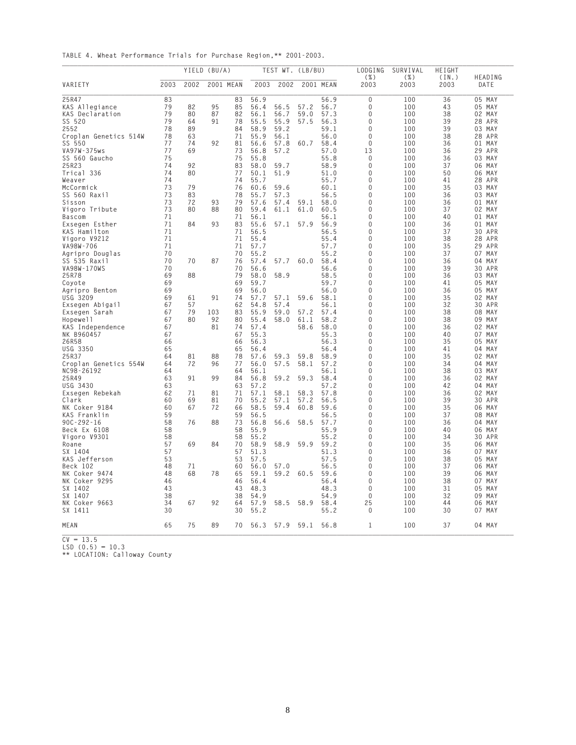TABLE 4. Wheat Performance Trials for Purchase Region,** 2001-2003.

| VARIETY | YIELD (BU/A) | | | | TEST WT. (LB/BU) | | | | LODGING (%) | SURVIVAL (%) | HEIGHT (IN.) | HEADING DATE |
|---|---|---|---|---|---|---|---|---|---|---|---|---|
| | 2003 | 2002 | 2001 | MEAN | 2003 | 2002 | 2001 | MEAN | 2003 | 2003 | 2003 | |
| 25R47 | 83 | | | 83 | 56.9 | | | 56.9 | 0 | 100 | 36 | 05 MAY |
| KAS Allegiance | 79 | 82 | 95 | 85 | 56.4 | 56.5 | 57.2 | 56.7 | 0 | 100 | 43 | 05 MAY |
| KAS Declaration | 79 | 80 | 87 | 82 | 56.1 | 56.7 | 59.0 | 57.3 | 0 | 100 | 38 | 02 MAY |
| SS 520 | 79 | 64 | 91 | 78 | 55.5 | 55.9 | 57.5 | 56.3 | 0 | 100 | 39 | 28 APR |
| 2552 | 78 | 89 | | 84 | 58.9 | 59.2 | | 59.1 | 0 | 100 | 39 | 03 MAY |
| Croplan Genetics 514W | 78 | 63 | | 71 | 55.9 | 56.1 | | 56.0 | 0 | 100 | 38 | 28 APR |
| SS 550 | 77 | 74 | 92 | 81 | 56.6 | 57.8 | 60.7 | 58.4 | 0 | 100 | 36 | 01 MAY |
| VA97W-375ws | 77 | 69 | | 73 | 56.8 | 57.2 | | 57.0 | 13 | 100 | 36 | 29 APR |
| SS 560 Gaucho | 75 | | | 75 | 55.8 | | | 55.8 | 0 | 100 | 36 | 03 MAY |
| 25R23 | 74 | 92 | | 83 | 58.0 | 59.7 | | 58.9 | 0 | 100 | 37 | 06 MAY |
| Trical 336 | 74 | 80 | | 77 | 50.1 | 51.9 | | 51.0 | 0 | 100 | 50 | 06 MAY |
| Weaver | 74 | | | 74 | 55.7 | | | 55.7 | 0 | 100 | 41 | 28 APR |
| McCormick | 73 | 79 | | 76 | 60.6 | 59.6 | | 60.1 | 0 | 100 | 35 | 03 MAY |
| SS 560 Raxil | 73 | 83 | | 78 | 55.7 | 57.3 | | 56.5 | 0 | 100 | 36 | 03 MAY |
| Sisson | 73 | 72 | 93 | 79 | 57.6 | 57.4 | 59.1 | 58.0 | 0 | 100 | 36 | 01 MAY |
| Vigoro Tribute | 73 | 80 | 88 | 80 | 59.4 | 61.1 | 61.0 | 60.5 | 0 | 100 | 37 | 02 MAY |
| Bascom | 71 | | | 71 | 56.1 | | | 56.1 | 0 | 100 | 40 | 01 MAY |
| Exsegen Esther | 71 | 84 | 93 | 83 | 55.6 | 57.1 | 57.9 | 56.9 | 0 | 100 | 36 | 01 MAY |
| KAS Hamilton | 71 | | | 71 | 56.5 | | | 56.5 | 0 | 100 | 37 | 30 APR |
| Vigoro V9212 | 71 | | | 71 | 55.4 | | | 55.4 | 0 | 100 | 38 | 28 APR |
| VA98W-706 | 71 | | | 71 | 57.7 | | | 57.7 | 0 | 100 | 35 | 29 APR |
| Agripro Douglas | 70 | | | 70 | 55.2 | | | 55.2 | 0 | 100 | 37 | 07 MAY |
| SS 535 Raxil | 70 | 70 | 87 | 76 | 57.4 | 57.7 | 60.0 | 58.4 | 0 | 100 | 36 | 04 MAY |
| VA98W-170WS | 70 | | | 70 | 56.6 | | | 56.6 | 0 | 100 | 39 | 30 APR |
| 25R78 | 69 | 88 | | 79 | 58.0 | 58.9 | | 58.5 | 0 | 100 | 36 | 03 MAY |
| Coyote | 69 | | | 69 | 59.7 | | | 59.7 | 0 | 100 | 41 | 05 MAY |
| Agripro Benton | 69 | | | 69 | 56.0 | | | 56.0 | 0 | 100 | 36 | 05 MAY |
| USG 3209 | 69 | 61 | 91 | 74 | 57.7 | 57.1 | 59.6 | 58.1 | 0 | 100 | 35 | 02 MAY |
| Exsegen Abigail | 67 | 57 | | 62 | 54.8 | 57.4 | | 56.1 | 0 | 100 | 32 | 30 APR |
| Exsegen Sarah | 67 | 79 | 103 | 83 | 55.9 | 59.0 | 57.2 | 57.4 | 0 | 100 | 38 | 08 MAY |
| Hopewell | 67 | 80 | 92 | 80 | 55.4 | 58.0 | 61.1 | 58.2 | 0 | 100 | 38 | 09 MAY |
| KAS Independence | 67 | | 81 | 74 | 57.4 | | 58.6 | 58.0 | 0 | 100 | 36 | 02 MAY |
| NK B960457 | 67 | | | 67 | 55.3 | | | 55.3 | 0 | 100 | 40 | 07 MAY |
| 26R58 | 66 | | | 66 | 56.3 | | | 56.3 | 0 | 100 | 35 | 05 MAY |
| USG 3350 | 65 | | | 65 | 56.4 | | | 56.4 | 0 | 100 | 41 | 04 MAY |
| 25R37 | 64 | 81 | 88 | 78 | 57.6 | 59.3 | 59.8 | 58.9 | 0 | 100 | 35 | 02 MAY |
| Croplan Genetics 554W | 64 | 72 | 96 | 77 | 56.0 | 57.5 | 58.1 | 57.2 | 0 | 100 | 34 | 04 MAY |
| NC98-26192 | 64 | | | 64 | 56.1 | | | 56.1 | 0 | 100 | 38 | 03 MAY |
| 25R49 | 63 | 91 | 99 | 84 | 56.8 | 59.2 | 59.3 | 58.4 | 0 | 100 | 36 | 02 MAY |
| USG 3430 | 63 | | | 63 | 57.2 | | | 57.2 | 0 | 100 | 42 | 04 MAY |
| Exsegen Rebekah | 62 | 71 | 81 | 71 | 57.1 | 58.1 | 58.3 | 57.8 | 0 | 100 | 36 | 02 MAY |
| Clark | 60 | 69 | 81 | 70 | 55.2 | 57.1 | 57.2 | 56.5 | 0 | 100 | 39 | 30 APR |
| NK Coker 9184 | 60 | 67 | 72 | 66 | 58.5 | 59.4 | 60.8 | 59.6 | 0 | 100 | 35 | 06 MAY |
| KAS Franklin | 59 | | | 59 | 56.5 | | | 56.5 | 0 | 100 | 37 | 08 MAY |
| 90C-292-16 | 58 | 76 | 88 | 73 | 56.8 | 56.6 | 58.5 | 57.7 | 0 | 100 | 36 | 04 MAY |
| Beck Ex 6108 | 58 | | | 58 | 55.9 | | | 55.9 | 0 | 100 | 40 | 06 MAY |
| Vigoro V9301 | 58 | | | 58 | 55.2 | | | 55.2 | 0 | 100 | 34 | 30 APR |
| Roane | 57 | 69 | 84 | 70 | 58.9 | 58.9 | 59.9 | 59.2 | 0 | 100 | 35 | 06 MAY |
| SX 1404 | 57 | | | 57 | 51.3 | | | 51.3 | 0 | 100 | 36 | 07 MAY |
| KAS Jefferson | 53 | | | 53 | 57.5 | | | 57.5 | 0 | 100 | 38 | 05 MAY |
| Beck 102 | 48 | 71 | | 60 | 56.0 | 57.0 | | 56.5 | 0 | 100 | 37 | 06 MAY |
| NK Coker 9474 | 48 | 68 | 78 | 65 | 59.1 | 59.2 | 60.5 | 59.6 | 0 | 100 | 39 | 06 MAY |
| NK Coker 9295 | 46 | | | 46 | 56.4 | | | 56.4 | 0 | 100 | 38 | 07 MAY |
| SX 1402 | 43 | | | 43 | 48.3 | | | 48.3 | 0 | 100 | 31 | 05 MAY |
| SX 1407 | 38 | | | 38 | 54.9 | | | 54.9 | 0 | 100 | 32 | 09 MAY |
| NK Coker 9663 | 34 | 67 | 92 | 64 | 57.9 | 58.5 | 58.9 | 58.4 | 25 | 100 | 44 | 06 MAY |
| SX 1411 | 30 | | | 30 | 55.2 | | | 55.2 | 0 | 100 | 30 | 07 MAY |
| MEAN | 65 | 75 | 89 | 70 | 56.3 | 57.9 | 59.1 | 56.8 | 1 | 100 | 37 | 04 MAY |

CV = 13.5
LSD (0.5) = 10.3
** LOCATION: Calloway County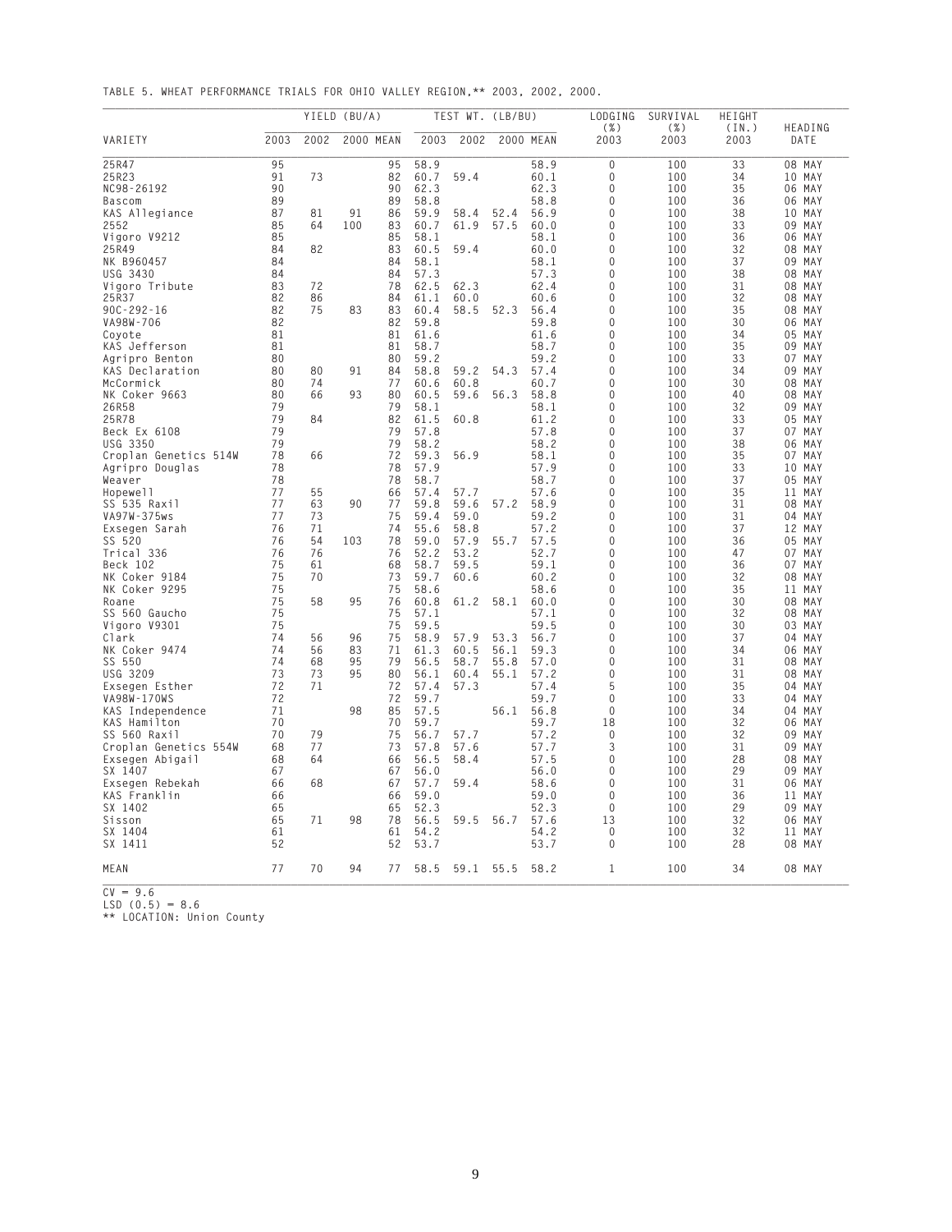TABLE 5. WHEAT PERFORMANCE TRIALS FOR OHIO VALLEY REGION,** 2003, 2002, 2000.

| VARIETY | YIELD (BU/A) | | | | TEST WT. (LB/BU) | | | | LODGING (%) | SURVIVAL (%) | HEIGHT (IN.) | HEADING DATE |
|---|---|---|---|---|---|---|---|---|---|---|---|---|
| | 2003 | 2002 | 2000 | MEAN | 2003 | 2002 | 2000 | MEAN | 2003 | 2003 | 2003 | |
| 25R47 | 95 | | | 95 | 58.9 | | | 58.9 | 0 | 100 | 33 | 08 MAY |
| 25R23 | 91 | 73 | | 82 | 60.7 | 59.4 | | 60.1 | 0 | 100 | 34 | 10 MAY |
| NC98-26192 | 90 | | | 90 | 62.3 | | | 62.3 | 0 | 100 | 35 | 06 MAY |
| Bascom | 89 | | | 89 | 58.8 | | | 58.8 | 0 | 100 | 36 | 06 MAY |
| KAS Allegiance | 87 | 81 | 91 | 86 | 59.9 | 58.4 | 52.4 | 56.9 | 0 | 100 | 38 | 10 MAY |
| 2552 | 85 | 64 | 100 | 83 | 60.7 | 61.9 | 57.5 | 60.0 | 0 | 100 | 33 | 09 MAY |
| Vigoro V9212 | 85 | | | 85 | 58.1 | | | 58.1 | 0 | 100 | 36 | 06 MAY |
| 25R49 | 84 | 82 | | 83 | 60.5 | 59.4 | | 60.0 | 0 | 100 | 32 | 08 MAY |
| NK B960457 | 84 | | | 84 | 58.1 | | | 58.1 | 0 | 100 | 37 | 09 MAY |
| USG 3430 | 84 | | | 84 | 57.3 | | | 57.3 | 0 | 100 | 38 | 08 MAY |
| Vigoro Tribute | 83 | 72 | | 78 | 62.5 | 62.3 | | 62.4 | 0 | 100 | 31 | 08 MAY |
| 25R37 | 82 | 86 | | 84 | 61.1 | 60.0 | | 60.6 | 0 | 100 | 32 | 08 MAY |
| 90C-292-16 | 82 | 75 | 83 | 83 | 60.4 | 58.5 | 52.3 | 56.4 | 0 | 100 | 35 | 08 MAY |
| VA98W-706 | 82 | | | 82 | 59.8 | | | 59.8 | 0 | 100 | 30 | 06 MAY |
| Coyote | 81 | | | 81 | 61.6 | | | 61.6 | 0 | 100 | 34 | 05 MAY |
| KAS Jefferson | 81 | | | 81 | 58.7 | | | 58.7 | 0 | 100 | 35 | 09 MAY |
| Agripro Benton | 80 | | | 80 | 59.2 | | | 59.2 | 0 | 100 | 33 | 07 MAY |
| KAS Declaration | 80 | 80 | 91 | 84 | 58.8 | 59.2 | 54.3 | 57.4 | 0 | 100 | 34 | 09 MAY |
| McCormick | 80 | 74 | | 77 | 60.6 | 60.8 | | 60.7 | 0 | 100 | 30 | 08 MAY |
| NK Coker 9663 | 80 | 66 | 93 | 80 | 60.5 | 59.6 | 56.3 | 58.8 | 0 | 100 | 40 | 08 MAY |
| 26R58 | 79 | | | 79 | 58.1 | | | 58.1 | 0 | 100 | 32 | 09 MAY |
| 25R78 | 79 | 84 | | 82 | 61.5 | 60.8 | | 61.2 | 0 | 100 | 33 | 05 MAY |
| Beck Ex 6108 | 79 | | | 79 | 57.8 | | | 57.8 | 0 | 100 | 37 | 07 MAY |
| USG 3350 | 79 | | | 79 | 58.2 | | | 58.2 | 0 | 100 | 38 | 06 MAY |
| Croplan Genetics 514W | 78 | 66 | | 72 | 59.3 | 56.9 | | 58.1 | 0 | 100 | 35 | 07 MAY |
| Agripro Douglas | 78 | | | 78 | 57.9 | | | 57.9 | 0 | 100 | 33 | 10 MAY |
| Weaver | 78 | | | 78 | 58.7 | | | 58.7 | 0 | 100 | 37 | 05 MAY |
| Hopewell | 77 | 55 | | 66 | 57.4 | 57.7 | | 57.6 | 0 | 100 | 35 | 11 MAY |
| SS 535 Raxil | 77 | 63 | 90 | 77 | 59.8 | 59.6 | 57.2 | 58.9 | 0 | 100 | 31 | 08 MAY |
| VA97W-375ws | 77 | 73 | | 75 | 59.4 | 59.0 | | 59.2 | 0 | 100 | 31 | 04 MAY |
| Exsegen Sarah | 76 | 71 | | 74 | 55.6 | 58.8 | | 57.2 | 0 | 100 | 37 | 12 MAY |
| SS 520 | 76 | 54 | 103 | 78 | 59.0 | 57.9 | 55.7 | 57.5 | 0 | 100 | 36 | 05 MAY |
| Trical 336 | 76 | 76 | | 76 | 52.2 | 53.2 | | 52.7 | 0 | 100 | 47 | 07 MAY |
| Beck 102 | 75 | 61 | | 68 | 58.7 | 59.5 | | 59.1 | 0 | 100 | 36 | 07 MAY |
| NK Coker 9184 | 75 | 70 | | 73 | 59.7 | 60.6 | | 60.2 | 0 | 100 | 32 | 08 MAY |
| NK Coker 9295 | 75 | | | 75 | 58.6 | | | 58.6 | 0 | 100 | 35 | 11 MAY |
| Roane | 75 | 58 | 95 | 76 | 60.8 | 61.2 | 58.1 | 60.0 | 0 | 100 | 30 | 08 MAY |
| SS 560 Gaucho | 75 | | | 75 | 57.1 | | | 57.1 | 0 | 100 | 32 | 08 MAY |
| Vigoro V9301 | 75 | | | 75 | 59.5 | | | 59.5 | 0 | 100 | 30 | 03 MAY |
| Clark | 74 | 56 | 96 | 75 | 58.9 | 57.9 | 53.3 | 56.7 | 0 | 100 | 37 | 04 MAY |
| NK Coker 9474 | 74 | 56 | 83 | 71 | 61.3 | 60.5 | 56.1 | 59.3 | 0 | 100 | 34 | 06 MAY |
| SS 550 | 74 | 68 | 95 | 79 | 56.5 | 58.7 | 55.8 | 57.0 | 0 | 100 | 31 | 08 MAY |
| USG 3209 | 73 | 73 | 95 | 80 | 56.1 | 60.4 | 55.1 | 57.2 | 0 | 100 | 31 | 08 MAY |
| Exsegen Esther | 72 | 71 | | 72 | 57.4 | 57.3 | | 57.4 | 5 | 100 | 35 | 04 MAY |
| VA98W-170WS | 72 | | | 72 | 59.7 | | | 59.7 | 0 | 100 | 33 | 04 MAY |
| KAS Independence | 71 | | 98 | 85 | 57.5 | | 56.1 | 56.8 | 0 | 100 | 34 | 04 MAY |
| KAS Hamilton | 70 | | | 70 | 59.7 | | | 59.7 | 18 | 100 | 32 | 06 MAY |
| SS 560 Raxil | 70 | 79 | | 75 | 56.7 | 57.7 | | 57.2 | 0 | 100 | 32 | 09 MAY |
| Croplan Genetics 554W | 68 | 77 | | 73 | 57.8 | 57.6 | | 57.7 | 3 | 100 | 31 | 09 MAY |
| Exsegen Abigail | 68 | 64 | | 66 | 56.5 | 58.4 | | 57.5 | 0 | 100 | 28 | 08 MAY |
| SX 1407 | 67 | | | 67 | 56.0 | | | 56.0 | 0 | 100 | 29 | 09 MAY |
| Exsegen Rebekah | 66 | 68 | | 67 | 57.7 | 59.4 | | 58.6 | 0 | 100 | 31 | 06 MAY |
| KAS Franklin | 66 | | | 66 | 59.0 | | | 59.0 | 0 | 100 | 36 | 11 MAY |
| SX 1402 | 65 | | | 65 | 52.3 | | | 52.3 | 0 | 100 | 29 | 09 MAY |
| Sisson | 65 | 71 | 98 | 78 | 56.5 | 59.5 | 56.7 | 57.6 | 13 | 100 | 32 | 06 MAY |
| SX 1404 | 61 | | | 61 | 54.2 | | | 54.2 | 0 | 100 | 32 | 11 MAY |
| SX 1411 | 52 | | | 52 | 53.7 | | | 53.7 | 0 | 100 | 28 | 08 MAY |
| MEAN | 77 | 70 | 94 | 77 | 58.5 | 59.1 | 55.5 | 58.2 | 1 | 100 | 34 | 08 MAY |

CV = 9.6
LSD (0.5) = 8.6
** LOCATION: Union County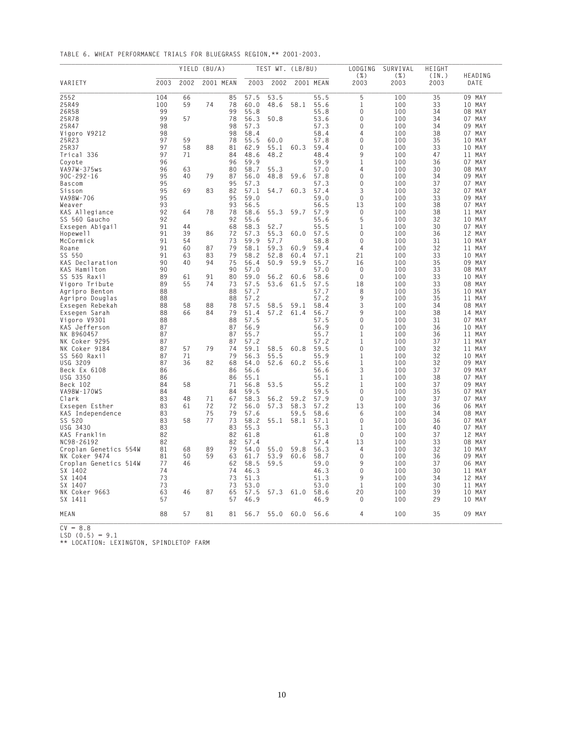TABLE 6. WHEAT PERFORMANCE TRIALS FOR BLUEGRASS REGION,** 2001-2003.

| VARIETY | YIELD (BU/A) | | | | TEST WT. (LB/BU) | | | | LODGING (%) | SURVIVAL (%) | HEIGHT (IN.) | HEADING DATE |
|---|---|---|---|---|---|---|---|---|---|---|---|---|
| | 2003 | 2002 | 2001 | MEAN | 2003 | 2002 | 2001 | MEAN | 2003 | 2003 | 2003 | |
| 2552 | 104 | 66 | | 85 | 57.5 | 53.5 | | 55.5 | 5 | 100 | 35 | 09 MAY |
| 25R49 | 100 | 59 | 74 | 78 | 60.0 | 48.6 | 58.1 | 55.6 | 1 | 100 | 33 | 10 MAY |
| 26R58 | 99 | | | 99 | 55.8 | | | 55.8 | 0 | 100 | 34 | 08 MAY |
| 25R78 | 99 | 57 | | 78 | 56.3 | 50.8 | | 53.6 | 0 | 100 | 34 | 07 MAY |
| 25R47 | 98 | | | 98 | 57.3 | | | 57.3 | 0 | 100 | 34 | 09 MAY |
| Vigoro V9212 | 98 | | | 98 | 58.4 | | | 58.4 | 4 | 100 | 38 | 07 MAY |
| 25R23 | 97 | 59 | | 78 | 55.5 | 60.0 | | 57.8 | 0 | 100 | 35 | 10 MAY |
| 25R37 | 97 | 58 | 88 | 81 | 62.9 | 55.1 | 60.3 | 59.4 | 0 | 100 | 33 | 10 MAY |
| Trical 336 | 97 | 71 | | 84 | 48.6 | 48.2 | | 48.4 | 9 | 100 | 47 | 11 MAY |
| Coyote | 96 | | | 96 | 59.9 | | | 59.9 | 1 | 100 | 36 | 07 MAY |
| VA97W-375ws | 96 | 63 | | 80 | 58.7 | 55.3 | | 57.0 | 4 | 100 | 30 | 08 MAY |
| 90C-292-16 | 95 | 40 | 79 | 87 | 56.0 | 48.8 | 59.6 | 57.8 | 0 | 100 | 34 | 09 MAY |
| Bascom | 95 | | | 95 | 57.3 | | | 57.3 | 0 | 100 | 37 | 07 MAY |
| Sisson | 95 | 69 | 83 | 82 | 57.1 | 54.7 | 60.3 | 57.4 | 3 | 100 | 32 | 07 MAY |
| VA98W-706 | 95 | | | 95 | 59.0 | | | 59.0 | 0 | 100 | 33 | 09 MAY |
| Weaver | 93 | | | 93 | 56.5 | | | 56.5 | 13 | 100 | 38 | 07 MAY |
| KAS Allegiance | 92 | 64 | 78 | 78 | 58.6 | 55.3 | 59.7 | 57.9 | 0 | 100 | 38 | 11 MAY |
| SS 560 Gaucho | 92 | | | 92 | 55.6 | | | 55.6 | 5 | 100 | 32 | 10 MAY |
| Exsegen Abigail | 91 | 44 | | 68 | 58.3 | 52.7 | | 55.5 | 1 | 100 | 30 | 07 MAY |
| Hopewell | 91 | 39 | 86 | 72 | 57.3 | 55.3 | 60.0 | 57.5 | 0 | 100 | 36 | 12 MAY |
| McCormick | 91 | 54 | | 73 | 59.9 | 57.7 | | 58.8 | 0 | 100 | 31 | 10 MAY |
| Roane | 91 | 60 | 87 | 79 | 58.1 | 59.3 | 60.9 | 59.4 | 4 | 100 | 32 | 11 MAY |
| SS 550 | 91 | 63 | 83 | 79 | 58.2 | 52.8 | 60.4 | 57.1 | 21 | 100 | 33 | 10 MAY |
| KAS Declaration | 90 | 40 | 94 | 75 | 56.4 | 50.9 | 59.9 | 55.7 | 16 | 100 | 35 | 09 MAY |
| KAS Hamilton | 90 | | | 90 | 57.0 | | | 57.0 | 0 | 100 | 33 | 08 MAY |
| SS 535 Raxil | 89 | 61 | 91 | 80 | 59.0 | 56.2 | 60.6 | 58.6 | 0 | 100 | 33 | 10 MAY |
| Vigoro Tribute | 89 | 55 | 74 | 73 | 57.5 | 53.6 | 61.5 | 57.5 | 18 | 100 | 33 | 08 MAY |
| Agripro Benton | 88 | | | 88 | 57.7 | | | 57.7 | 8 | 100 | 35 | 10 MAY |
| Agripro Douglas | 88 | | | 88 | 57.2 | | | 57.2 | 9 | 100 | 35 | 11 MAY |
| Exsegen Rebekah | 88 | 58 | 88 | 78 | 57.5 | 58.5 | 59.1 | 58.4 | 3 | 100 | 34 | 08 MAY |
| Exsegen Sarah | 88 | 66 | 84 | 79 | 51.4 | 57.2 | 61.4 | 56.7 | 9 | 100 | 38 | 14 MAY |
| Vigoro V9301 | 88 | | | 88 | 57.5 | | | 57.5 | 0 | 100 | 31 | 07 MAY |
| KAS Jefferson | 87 | | | 87 | 56.9 | | | 56.9 | 0 | 100 | 36 | 10 MAY |
| NK B960457 | 87 | | | 87 | 55.7 | | | 55.7 | 1 | 100 | 36 | 11 MAY |
| NK Coker 9295 | 87 | | | 87 | 57.2 | | | 57.2 | 1 | 100 | 37 | 11 MAY |
| NK Coker 9184 | 87 | 57 | 79 | 74 | 59.1 | 58.5 | 60.8 | 59.5 | 0 | 100 | 32 | 11 MAY |
| SS 560 Raxil | 87 | 71 | | 79 | 56.3 | 55.5 | | 55.9 | 1 | 100 | 32 | 10 MAY |
| USG 3209 | 87 | 36 | 82 | 68 | 54.0 | 52.6 | 60.2 | 55.6 | 1 | 100 | 32 | 09 MAY |
| Beck Ex 6108 | 86 | | | 86 | 56.6 | | | 56.6 | 3 | 100 | 37 | 09 MAY |
| USG 3350 | 86 | | | 86 | 55.1 | | | 55.1 | 1 | 100 | 38 | 07 MAY |
| Beck 102 | 84 | 58 | | 71 | 56.8 | 53.5 | | 55.2 | 1 | 100 | 37 | 09 MAY |
| VA98W-170WS | 84 | | | 84 | 59.5 | | | 59.5 | 0 | 100 | 35 | 07 MAY |
| Clark | 83 | 48 | 71 | 67 | 58.3 | 56.2 | 59.2 | 57.9 | 0 | 100 | 37 | 07 MAY |
| Exsegen Esther | 83 | 61 | 72 | 72 | 56.0 | 57.3 | 58.3 | 57.2 | 13 | 100 | 36 | 06 MAY |
| KAS Independence | 83 | | 75 | 79 | 57.6 | | 59.5 | 58.6 | 6 | 100 | 34 | 08 MAY |
| SS 520 | 83 | 58 | 77 | 73 | 58.2 | 55.1 | 58.1 | 57.1 | 0 | 100 | 36 | 07 MAY |
| USG 3430 | 83 | | | 83 | 55.3 | | | 55.3 | 1 | 100 | 40 | 07 MAY |
| KAS Franklin | 82 | | | 82 | 61.8 | | | 61.8 | 0 | 100 | 37 | 12 MAY |
| NC98-26192 | 82 | | | 82 | 57.4 | | | 57.4 | 13 | 100 | 33 | 08 MAY |
| Croplan Genetics 554W | 81 | 68 | 89 | 79 | 54.0 | 55.0 | 59.8 | 56.3 | 4 | 100 | 32 | 10 MAY |
| NK Coker 9474 | 81 | 50 | 59 | 63 | 61.7 | 53.9 | 60.6 | 58.7 | 0 | 100 | 36 | 09 MAY |
| Croplan Genetics 514W | 77 | 46 | | 62 | 58.5 | 59.5 | | 59.0 | 9 | 100 | 37 | 06 MAY |
| SX 1402 | 74 | | | 74 | 46.3 | | | 46.3 | 0 | 100 | 30 | 11 MAY |
| SX 1404 | 73 | | | 73 | 51.3 | | | 51.3 | 9 | 100 | 34 | 12 MAY |
| SX 1407 | 73 | | | 73 | 53.0 | | | 53.0 | 1 | 100 | 30 | 11 MAY |
| NK Coker 9663 | 63 | 46 | 87 | 65 | 57.5 | 57.3 | 61.0 | 58.6 | 20 | 100 | 39 | 10 MAY |
| SX 1411 | 57 | | | 57 | 46.9 | | | 46.9 | 0 | 100 | 29 | 10 MAY |
| MEAN | 88 | 57 | 81 | 81 | 56.7 | 55.0 | 60.0 | 56.6 | 4 | 100 | 35 | 09 MAY |

CV = 8.8
LSD (0.5) = 9.1
** LOCATION: LEXINGTON, SPINDLETOP FARM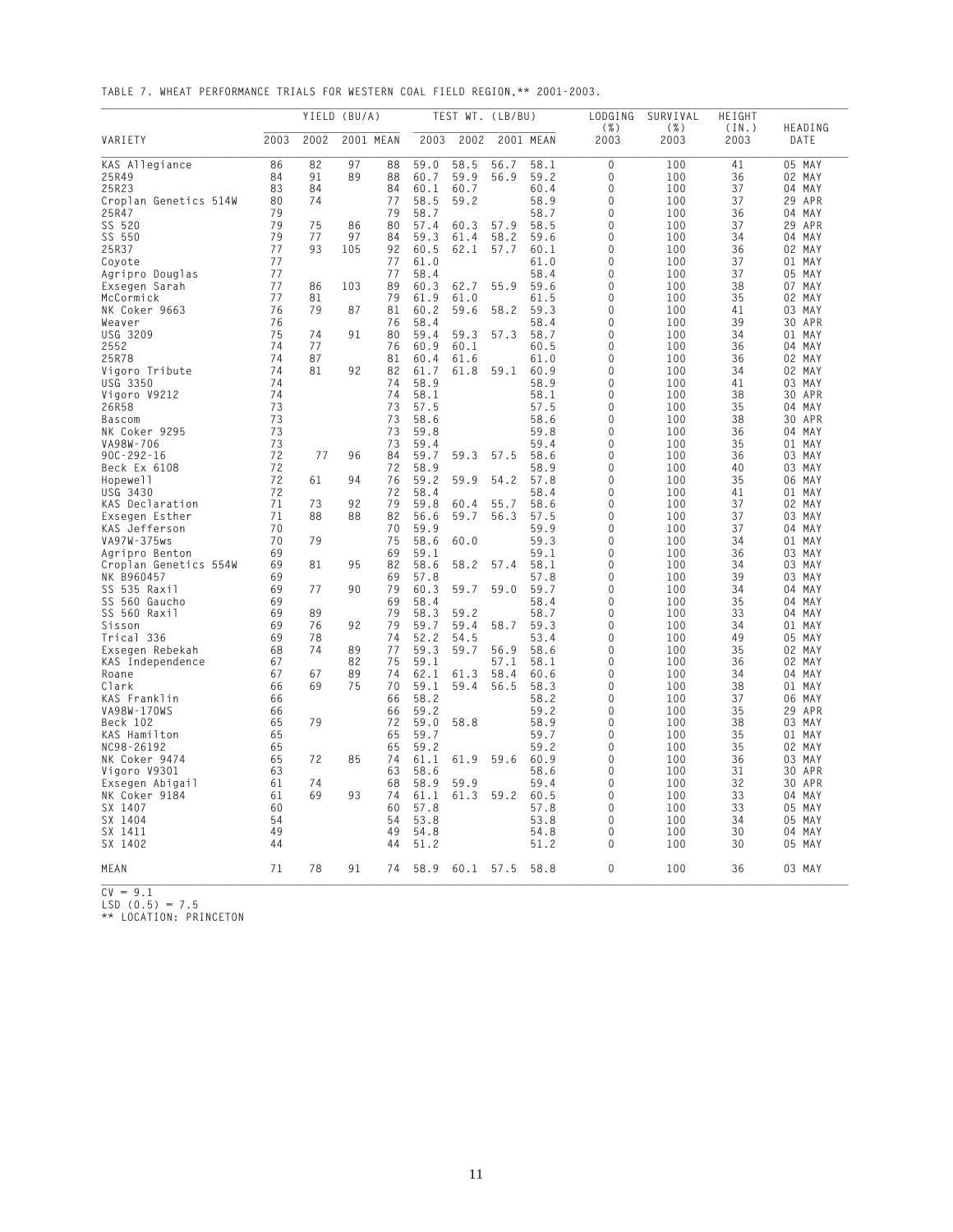TABLE 7. WHEAT PERFORMANCE TRIALS FOR WESTERN COAL FIELD REGION,** 2001-2003.

| VARIETY | YIELD (BU/A) 2003 | 2002 | 2001 | MEAN | TEST WT. (LB/BU) 2003 | 2002 | 2001 | MEAN | LODGING (%) 2003 | SURVIVAL (%) 2003 | HEIGHT (IN.) 2003 | HEADING DATE |
|---|---|---|---|---|---|---|---|---|---|---|---|---|
| KAS Allegiance | 86 | 82 | 97 | 88 | 59.0 | 58.5 | 56.7 | 58.1 | 0 | 100 | 41 | 05 MAY |
| 25R49 | 84 | 91 | 89 | 88 | 60.7 | 59.9 | 56.9 | 59.2 | 0 | 100 | 36 | 02 MAY |
| 25R23 | 83 | 84 | | 84 | 60.1 | 60.7 | | 60.4 | 0 | 100 | 37 | 04 MAY |
| Croplan Genetics 514W | 80 | 74 | | 77 | 58.5 | 59.2 | | 58.9 | 0 | 100 | 37 | 29 APR |
| 25R47 | 79 | | | 79 | 58.7 | | | 58.7 | 0 | 100 | 36 | 04 MAY |
| SS 520 | 79 | 75 | 86 | 80 | 57.4 | 60.3 | 57.9 | 58.5 | 0 | 100 | 37 | 29 APR |
| SS 550 | 79 | 77 | 97 | 84 | 59.3 | 61.4 | 58.2 | 59.6 | 0 | 100 | 34 | 04 MAY |
| 25R37 | 77 | 93 | 105 | 92 | 60.5 | 62.1 | 57.7 | 60.1 | 0 | 100 | 36 | 02 MAY |
| Coyote | 77 | | | 77 | 61.0 | | | 61.0 | 0 | 100 | 37 | 01 MAY |
| Agripro Douglas | 77 | | | 77 | 58.4 | | | 58.4 | 0 | 100 | 37 | 05 MAY |
| Exsegen Sarah | 77 | 86 | 103 | 89 | 60.3 | 62.7 | 55.9 | 59.6 | 0 | 100 | 38 | 07 MAY |
| McCormick | 77 | 81 | | 79 | 61.9 | 61.0 | | 61.5 | 0 | 100 | 35 | 02 MAY |
| NK Coker 9663 | 76 | 79 | 87 | 81 | 60.2 | 59.6 | 58.2 | 59.3 | 0 | 100 | 41 | 03 MAY |
| Weaver | 76 | | | 76 | 58.4 | | | 58.4 | 0 | 100 | 39 | 30 APR |
| USG 3209 | 75 | 74 | 91 | 80 | 59.4 | 59.3 | 57.3 | 58.7 | 0 | 100 | 34 | 01 MAY |
| 2552 | 74 | 77 | | 76 | 60.9 | 60.1 | | 60.5 | 0 | 100 | 36 | 04 MAY |
| 25R78 | 74 | 87 | | 81 | 60.4 | 61.6 | | 61.0 | 0 | 100 | 36 | 02 MAY |
| Vigoro Tribute | 74 | 81 | 92 | 82 | 61.7 | 61.8 | 59.1 | 60.9 | 0 | 100 | 34 | 02 MAY |
| USG 3350 | 74 | | | 74 | 58.9 | | | 58.9 | 0 | 100 | 41 | 03 MAY |
| Vigoro V9212 | 74 | | | 74 | 58.1 | | | 58.1 | 0 | 100 | 38 | 30 APR |
| 26R58 | 73 | | | 73 | 57.5 | | | 57.5 | 0 | 100 | 35 | 04 MAY |
| Bascom | 73 | | | 73 | 58.6 | | | 58.6 | 0 | 100 | 38 | 30 APR |
| NK Coker 9295 | 73 | | | 73 | 59.8 | | | 59.8 | 0 | 100 | 36 | 04 MAY |
| VA98W-706 | 73 | | | 73 | 59.4 | | | 59.4 | 0 | 100 | 35 | 01 MAY |
| 90C-292-16 | 72 | 77 | 96 | 84 | 59.7 | 59.3 | 57.5 | 58.6 | 0 | 100 | 36 | 03 MAY |
| Beck Ex 6108 | 72 | | | 72 | 58.9 | | | 58.9 | 0 | 100 | 40 | 03 MAY |
| Hopewell | 72 | 61 | 94 | 76 | 59.2 | 59.9 | 54.2 | 57.8 | 0 | 100 | 35 | 06 MAY |
| USG 3430 | 72 | | | 72 | 58.4 | | | 58.4 | 0 | 100 | 41 | 01 MAY |
| KAS Declaration | 71 | 73 | 92 | 79 | 59.8 | 60.4 | 55.7 | 58.6 | 0 | 100 | 37 | 02 MAY |
| Exsegen Esther | 71 | 88 | 88 | 82 | 56.6 | 59.7 | 56.3 | 57.5 | 0 | 100 | 37 | 03 MAY |
| KAS Jefferson | 70 | | | 70 | 59.9 | | | 59.9 | 0 | 100 | 37 | 04 MAY |
| VA97W-375ws | 70 | 79 | | 75 | 58.6 | 60.0 | | 59.3 | 0 | 100 | 34 | 01 MAY |
| Agripro Benton | 69 | | | 69 | 59.1 | | | 59.1 | 0 | 100 | 36 | 03 MAY |
| Croplan Genetics 554W | 69 | 81 | 95 | 82 | 58.6 | 58.2 | 57.4 | 58.1 | 0 | 100 | 34 | 03 MAY |
| NK B960457 | 69 | | | 69 | 57.8 | | | 57.8 | 0 | 100 | 39 | 03 MAY |
| SS 535 Raxil | 69 | 77 | 90 | 79 | 60.3 | 59.7 | 59.0 | 59.7 | 0 | 100 | 34 | 04 MAY |
| SS 560 Gaucho | 69 | | | 69 | 58.4 | | | 58.4 | 0 | 100 | 35 | 04 MAY |
| SS 560 Raxil | 69 | 89 | | 79 | 58.3 | 59.2 | | 58.7 | 0 | 100 | 33 | 04 MAY |
| Sisson | 69 | 76 | 92 | 79 | 59.7 | 59.4 | 58.7 | 59.3 | 0 | 100 | 34 | 01 MAY |
| Trical 336 | 69 | 78 | | 74 | 52.2 | 54.5 | | 53.4 | 0 | 100 | 49 | 05 MAY |
| Exsegen Rebekah | 68 | 74 | 89 | 77 | 59.3 | 59.7 | 56.9 | 58.6 | 0 | 100 | 35 | 02 MAY |
| KAS Independence | 67 | | 82 | 75 | 59.1 | | 57.1 | 58.1 | 0 | 100 | 36 | 02 MAY |
| Roane | 67 | 67 | 89 | 74 | 62.1 | 61.3 | 58.4 | 60.6 | 0 | 100 | 34 | 04 MAY |
| Clark | 66 | 69 | 75 | 70 | 59.1 | 59.4 | 56.5 | 58.3 | 0 | 100 | 38 | 01 MAY |
| KAS Franklin | 66 | | | 66 | 58.2 | | | 58.2 | 0 | 100 | 37 | 06 MAY |
| VA98W-170WS | 66 | | | 66 | 59.2 | | | 59.2 | 0 | 100 | 35 | 29 APR |
| Beck 102 | 65 | 79 | | 72 | 59.0 | 58.8 | | 58.9 | 0 | 100 | 38 | 03 MAY |
| KAS Hamilton | 65 | | | 65 | 59.7 | | | 59.7 | 0 | 100 | 35 | 01 MAY |
| NC98-26192 | 65 | | | 65 | 59.2 | | | 59.2 | 0 | 100 | 35 | 02 MAY |
| NK Coker 9474 | 65 | 72 | 85 | 74 | 61.1 | 61.9 | 59.6 | 60.9 | 0 | 100 | 36 | 03 MAY |
| Vigoro V9301 | 63 | | | 63 | 58.6 | | | 58.6 | 0 | 100 | 31 | 30 APR |
| Exsegen Abigail | 61 | 74 | | 68 | 58.9 | 59.9 | | 59.4 | 0 | 100 | 32 | 30 APR |
| NK Coker 9184 | 61 | 69 | 93 | 74 | 61.1 | 61.3 | 59.2 | 60.5 | 0 | 100 | 33 | 04 MAY |
| SX 1407 | 60 | | | 60 | 57.8 | | | 57.8 | 0 | 100 | 33 | 05 MAY |
| SX 1404 | 54 | | | 54 | 53.8 | | | 53.8 | 0 | 100 | 34 | 05 MAY |
| SX 1411 | 49 | | | 49 | 54.8 | | | 54.8 | 0 | 100 | 30 | 04 MAY |
| SX 1402 | 44 | | | 44 | 51.2 | | | 51.2 | 0 | 100 | 30 | 05 MAY |
| MEAN | 71 | 78 | 91 | 74 | 58.9 | 60.1 | 57.5 | 58.8 | 0 | 100 | 36 | 03 MAY |

CV = 9.1

LSD (0.5) = 7.5

** LOCATION: PRINCETON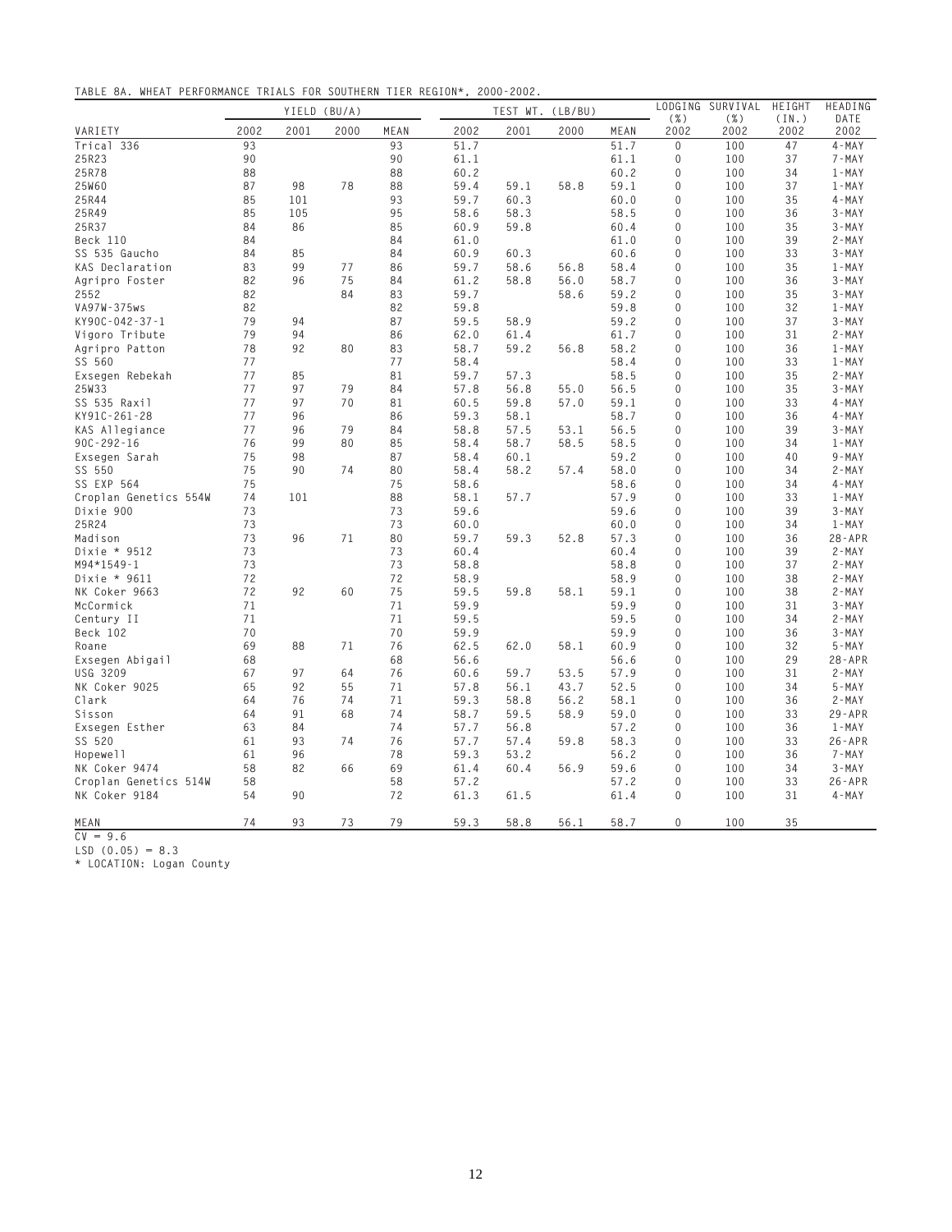TABLE 8A. WHEAT PERFORMANCE TRIALS FOR SOUTHERN TIER REGION*, 2000-2002.

| VARIETY | YIELD (BU/A) | | | | TEST WT. (LB/BU) | | | | LODGING (%) | SURVIVAL (%) | HEIGHT (IN.) | HEADING DATE |
|---|---|---|---|---|---|---|---|---|---|---|---|---|
| | 2002 | 2001 | 2000 | MEAN | 2002 | 2001 | 2000 | MEAN | 2002 | 2002 | 2002 | 2002 |
| Trical 336 | 93 | | | 93 | 51.7 | | | 51.7 | 0 | 100 | 47 | 4-MAY |
| 25R23 | 90 | | | 90 | 61.1 | | | 61.1 | 0 | 100 | 37 | 7-MAY |
| 25R78 | 88 | | | 88 | 60.2 | | | 60.2 | 0 | 100 | 34 | 1-MAY |
| 25W60 | 87 | 98 | 78 | 88 | 59.4 | 59.1 | 58.8 | 59.1 | 0 | 100 | 37 | 1-MAY |
| 25R44 | 85 | 101 | | 93 | 59.7 | 60.3 | | 60.0 | 0 | 100 | 35 | 4-MAY |
| 25R49 | 85 | 105 | | 95 | 58.6 | 58.3 | | 58.5 | 0 | 100 | 36 | 3-MAY |
| 25R37 | 84 | 86 | | 85 | 60.9 | 59.8 | | 60.4 | 0 | 100 | 35 | 3-MAY |
| Beck 110 | 84 | | | 84 | 61.0 | | | 61.0 | 0 | 100 | 39 | 2-MAY |
| SS 535 Gaucho | 84 | 85 | | 84 | 60.9 | 60.3 | | 60.6 | 0 | 100 | 33 | 3-MAY |
| KAS Declaration | 83 | 99 | 77 | 86 | 59.7 | 58.6 | 56.8 | 58.4 | 0 | 100 | 35 | 1-MAY |
| Agripro Foster | 82 | 96 | 75 | 84 | 61.2 | 58.8 | 56.0 | 58.7 | 0 | 100 | 36 | 3-MAY |
| 2552 | 82 | | 84 | 83 | 59.7 | | 58.6 | 59.2 | 0 | 100 | 35 | 3-MAY |
| VA97W-375ws | 82 | | | 82 | 59.8 | | | 59.8 | 0 | 100 | 32 | 1-MAY |
| KY90C-042-37-1 | 79 | 94 | | 87 | 59.5 | 58.9 | | 59.2 | 0 | 100 | 37 | 3-MAY |
| Vigoro Tribute | 79 | 94 | | 86 | 62.0 | 61.4 | | 61.7 | 0 | 100 | 31 | 2-MAY |
| Agripro Patton | 78 | 92 | 80 | 83 | 58.7 | 59.2 | 56.8 | 58.2 | 0 | 100 | 36 | 1-MAY |
| SS 560 | 77 | | | 77 | 58.4 | | | 58.4 | 0 | 100 | 33 | 1-MAY |
| Exsegen Rebekah | 77 | 85 | | 81 | 59.7 | 57.3 | | 58.5 | 0 | 100 | 35 | 2-MAY |
| 25W33 | 77 | 97 | 79 | 84 | 57.8 | 56.8 | 55.0 | 56.5 | 0 | 100 | 35 | 3-MAY |
| SS 535 Raxil | 77 | 97 | 70 | 81 | 60.5 | 59.8 | 57.0 | 59.1 | 0 | 100 | 33 | 4-MAY |
| KY91C-261-28 | 77 | 96 | | 86 | 59.3 | 58.1 | | 58.7 | 0 | 100 | 36 | 4-MAY |
| KAS Allegiance | 77 | 96 | 79 | 84 | 58.8 | 57.5 | 53.1 | 56.5 | 0 | 100 | 39 | 3-MAY |
| 90C-292-16 | 76 | 99 | 80 | 85 | 58.4 | 58.7 | 58.5 | 58.5 | 0 | 100 | 34 | 1-MAY |
| Exsegen Sarah | 75 | 98 | | 87 | 58.4 | 60.1 | | 59.2 | 0 | 100 | 40 | 9-MAY |
| SS 550 | 75 | 90 | 74 | 80 | 58.4 | 58.2 | 57.4 | 58.0 | 0 | 100 | 34 | 2-MAY |
| SS EXP 564 | 75 | | | 75 | 58.6 | | | 58.6 | 0 | 100 | 34 | 4-MAY |
| Croplan Genetics 554W | 74 | 101 | | 88 | 58.1 | 57.7 | | 57.9 | 0 | 100 | 33 | 1-MAY |
| Dixie 900 | 73 | | | 73 | 59.6 | | | 59.6 | 0 | 100 | 39 | 3-MAY |
| 25R24 | 73 | | | 73 | 60.0 | | | 60.0 | 0 | 100 | 34 | 1-MAY |
| Madison | 73 | 96 | 71 | 80 | 59.7 | 59.3 | 52.8 | 57.3 | 0 | 100 | 36 | 28-APR |
| Dixie * 9512 | 73 | | | 73 | 60.4 | | | 60.4 | 0 | 100 | 39 | 2-MAY |
| M94*1549-1 | 73 | | | 73 | 58.8 | | | 58.8 | 0 | 100 | 37 | 2-MAY |
| Dixie * 9611 | 72 | | | 72 | 58.9 | | | 58.9 | 0 | 100 | 38 | 2-MAY |
| NK Coker 9663 | 72 | 92 | 60 | 75 | 59.5 | 59.8 | 58.1 | 59.1 | 0 | 100 | 38 | 2-MAY |
| McCormick | 71 | | | 71 | 59.9 | | | 59.9 | 0 | 100 | 31 | 3-MAY |
| Century II | 71 | | | 71 | 59.5 | | | 59.5 | 0 | 100 | 34 | 2-MAY |
| Beck 102 | 70 | | | 70 | 59.9 | | | 59.9 | 0 | 100 | 36 | 3-MAY |
| Roane | 69 | 88 | 71 | 76 | 62.5 | 62.0 | 58.1 | 60.9 | 0 | 100 | 32 | 5-MAY |
| Exsegen Abigail | 68 | | | 68 | 56.6 | | | 56.6 | 0 | 100 | 29 | 28-APR |
| USG 3209 | 67 | 97 | 64 | 76 | 60.6 | 59.7 | 53.5 | 57.9 | 0 | 100 | 31 | 2-MAY |
| NK Coker 9025 | 65 | 92 | 55 | 71 | 57.8 | 56.1 | 43.7 | 52.5 | 0 | 100 | 34 | 5-MAY |
| Clark | 64 | 76 | 74 | 71 | 59.3 | 58.8 | 56.2 | 58.1 | 0 | 100 | 36 | 2-MAY |
| Sisson | 64 | 91 | 68 | 74 | 58.7 | 59.5 | 58.9 | 59.0 | 0 | 100 | 33 | 29-APR |
| Exsegen Esther | 63 | 84 | | 74 | 57.7 | 56.8 | | 57.2 | 0 | 100 | 36 | 1-MAY |
| SS 520 | 61 | 93 | 74 | 76 | 57.7 | 57.4 | 59.8 | 58.3 | 0 | 100 | 33 | 26-APR |
| Hopewell | 61 | 96 | | 78 | 59.3 | 53.2 | | 56.2 | 0 | 100 | 36 | 7-MAY |
| NK Coker 9474 | 58 | 82 | 66 | 69 | 61.4 | 60.4 | 56.9 | 59.6 | 0 | 100 | 34 | 3-MAY |
| Croplan Genetics 514W | 58 | | | 58 | 57.2 | | | 57.2 | 0 | 100 | 33 | 26-APR |
| NK Coker 9184 | 54 | 90 | | 72 | 61.3 | 61.5 | | 61.4 | 0 | 100 | 31 | 4-MAY |
| MEAN | 74 | 93 | 73 | 79 | 59.3 | 58.8 | 56.1 | 58.7 | 0 | 100 | 35 | |

CV = 9.6

LSD (0.05) = 8.3

* LOCATION: Logan County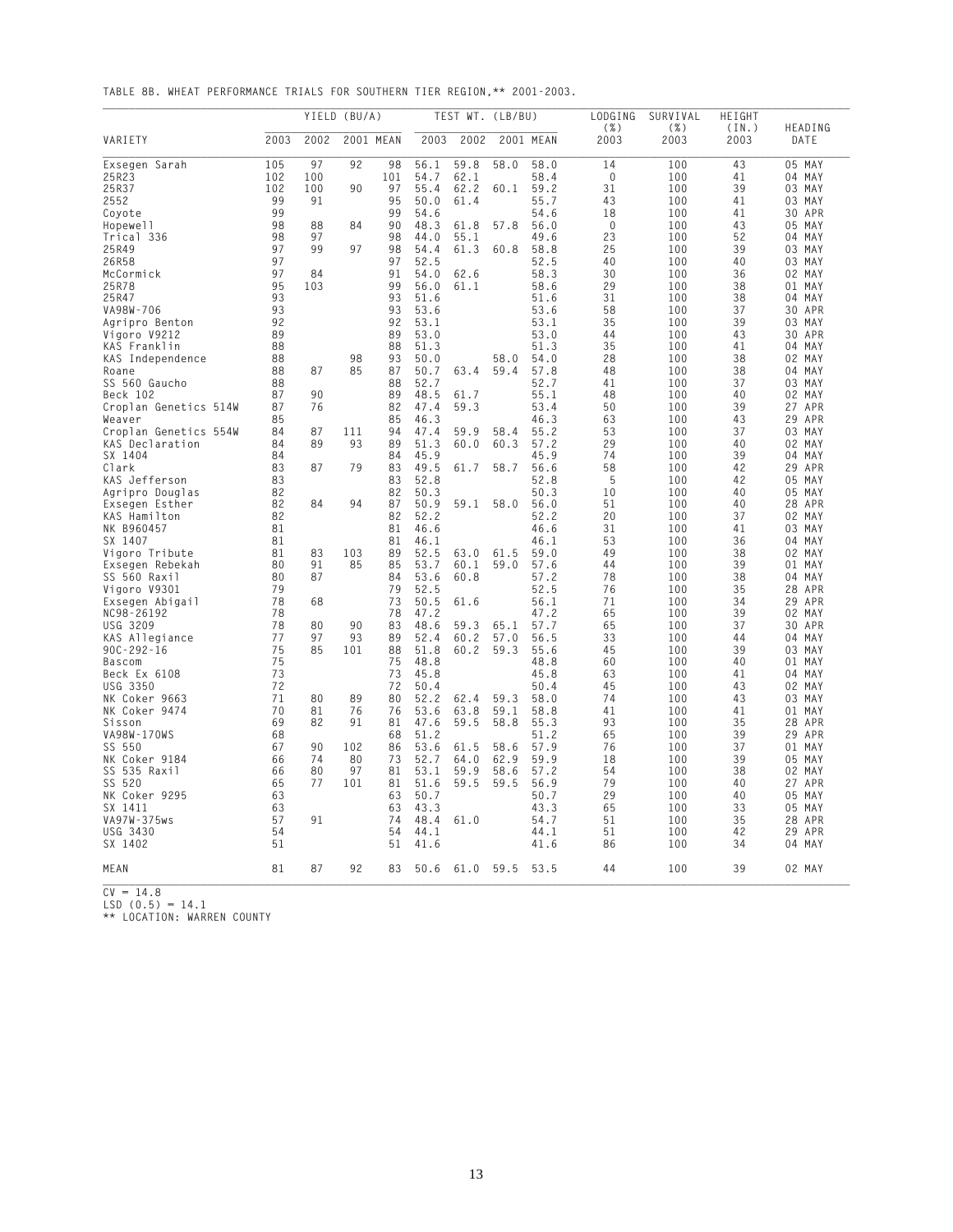TABLE 8B. WHEAT PERFORMANCE TRIALS FOR SOUTHERN TIER REGION,** 2001-2003.

| | YIELD (BU/A) | | | | TEST WT. (LB/BU) | | | | LODGING (%) | SURVIVAL (%) | HEIGHT (IN.) | |
|---|---|---|---|---|---|---|---|---|---|---|---|---|
| VARIETY | 2003 | 2002 | 2001 | MEAN | 2003 | 2002 | 2001 | MEAN | 2003 | 2003 | 2003 | HEADING DATE |
| Exsegen Sarah | 105 | 97 | 92 | 98 | 56.1 | 59.8 | 58.0 | 58.0 | 14 | 100 | 43 | 05 MAY |
| 25R23 | 102 | 100 | | 101 | 54.7 | 62.1 | | 58.4 | 0 | 100 | 41 | 04 MAY |
| 25R37 | 102 | 100 | 90 | 97 | 55.4 | 62.2 | 60.1 | 59.2 | 31 | 100 | 39 | 03 MAY |
| 2552 | 99 | 91 | | 95 | 50.0 | 61.4 | | 55.7 | 43 | 100 | 41 | 03 MAY |
| Coyote | 99 | | | 99 | 54.6 | | | 54.6 | 18 | 100 | 41 | 30 APR |
| Hopewell | 98 | 88 | 84 | 90 | 48.3 | 61.8 | 57.8 | 56.0 | 0 | 100 | 43 | 05 MAY |
| Trical 336 | 98 | 97 | | 98 | 44.0 | 55.1 | | 49.6 | 23 | 100 | 52 | 04 MAY |
| 25R49 | 97 | 99 | 97 | 98 | 54.4 | 61.3 | 60.8 | 58.8 | 25 | 100 | 39 | 03 MAY |
| 26R58 | 97 | | | 97 | 52.5 | | | 52.5 | 40 | 100 | 40 | 03 MAY |
| McCormick | 97 | 84 | | 91 | 54.0 | 62.6 | | 58.3 | 30 | 100 | 36 | 02 MAY |
| 25R78 | 95 | 103 | | 99 | 56.0 | 61.1 | | 58.6 | 29 | 100 | 38 | 01 MAY |
| 25R47 | 93 | | | 93 | 51.6 | | | 51.6 | 31 | 100 | 38 | 04 MAY |
| VA98W-706 | 93 | | | 93 | 53.6 | | | 53.6 | 58 | 100 | 37 | 30 APR |
| Agripro Benton | 92 | | | 92 | 53.1 | | | 53.1 | 35 | 100 | 39 | 03 MAY |
| Vigoro V9212 | 89 | | | 89 | 53.0 | | | 53.0 | 44 | 100 | 43 | 30 APR |
| KAS Franklin | 88 | | | 88 | 51.3 | | | 51.3 | 35 | 100 | 41 | 04 MAY |
| KAS Independence | 88 | | 98 | 93 | 50.0 | | 58.0 | 54.0 | 28 | 100 | 38 | 02 MAY |
| Roane | 88 | 87 | 85 | 87 | 50.7 | 63.4 | 59.4 | 57.8 | 48 | 100 | 38 | 04 MAY |
| SS 560 Gaucho | 88 | | | 88 | 52.7 | | | 52.7 | 41 | 100 | 37 | 03 MAY |
| Beck 102 | 87 | 90 | | 89 | 48.5 | 61.7 | | 55.1 | 48 | 100 | 40 | 02 MAY |
| Croplan Genetics 514W | 87 | 76 | | 82 | 47.4 | 59.3 | | 53.4 | 50 | 100 | 39 | 27 APR |
| Weaver | 85 | | | 85 | 46.3 | | | 46.3 | 63 | 100 | 43 | 29 APR |
| Croplan Genetics 554W | 84 | 87 | 111 | 94 | 47.4 | 59.9 | 58.4 | 55.2 | 53 | 100 | 37 | 03 MAY |
| KAS Declaration | 84 | 89 | 93 | 89 | 51.3 | 60.0 | 60.3 | 57.2 | 29 | 100 | 40 | 02 MAY |
| SX 1404 | 84 | | | 84 | 45.9 | | | 45.9 | 74 | 100 | 39 | 04 MAY |
| Clark | 83 | 87 | 79 | 83 | 49.5 | 61.7 | 58.7 | 56.6 | 58 | 100 | 42 | 29 APR |
| KAS Jefferson | 83 | | | 83 | 52.8 | | | 52.8 | 5 | 100 | 42 | 05 MAY |
| Agripro Douglas | 82 | | | 82 | 50.3 | | | 50.3 | 10 | 100 | 40 | 05 MAY |
| Exsegen Esther | 82 | 84 | 94 | 87 | 50.9 | 59.1 | 58.0 | 56.0 | 51 | 100 | 40 | 28 APR |
| KAS Hamilton | 82 | | | 82 | 52.2 | | | 52.2 | 20 | 100 | 37 | 02 MAY |
| NK B960457 | 81 | | | 81 | 46.6 | | | 46.6 | 31 | 100 | 41 | 03 MAY |
| SX 1407 | 81 | | | 81 | 46.1 | | | 46.1 | 53 | 100 | 36 | 04 MAY |
| Vigoro Tribute | 81 | 83 | 103 | 89 | 52.5 | 63.0 | 61.5 | 59.0 | 49 | 100 | 38 | 02 MAY |
| Exsegen Rebekah | 80 | 91 | 85 | 85 | 53.7 | 60.1 | 59.0 | 57.6 | 44 | 100 | 39 | 01 MAY |
| SS 560 Raxil | 80 | 87 | | 84 | 53.6 | 60.8 | | 57.2 | 78 | 100 | 38 | 04 MAY |
| Vigoro V9301 | 79 | | | 79 | 52.5 | | | 52.5 | 76 | 100 | 35 | 28 APR |
| Exsegen Abigail | 78 | 68 | | 73 | 50.5 | 61.6 | | 56.1 | 71 | 100 | 34 | 29 APR |
| NC98-26192 | 78 | | | 78 | 47.2 | | | 47.2 | 65 | 100 | 39 | 02 MAY |
| USG 3209 | 78 | 80 | 90 | 83 | 48.6 | 59.3 | 65.1 | 57.7 | 65 | 100 | 37 | 30 APR |
| KAS Allegiance | 77 | 97 | 93 | 89 | 52.4 | 60.2 | 57.0 | 56.5 | 33 | 100 | 44 | 04 MAY |
| 90C-292-16 | 75 | 85 | 101 | 88 | 51.8 | 60.2 | 59.3 | 55.6 | 45 | 100 | 39 | 03 MAY |
| Bascom | 75 | | | 75 | 48.8 | | | 48.8 | 60 | 100 | 40 | 01 MAY |
| Beck Ex 6108 | 73 | | | 73 | 45.8 | | | 45.8 | 63 | 100 | 41 | 04 MAY |
| USG 3350 | 72 | | | 72 | 50.4 | | | 50.4 | 45 | 100 | 43 | 02 MAY |
| NK Coker 9663 | 71 | 80 | 89 | 80 | 52.2 | 62.4 | 59.3 | 58.0 | 74 | 100 | 43 | 03 MAY |
| NK Coker 9474 | 70 | 81 | 76 | 76 | 53.6 | 63.8 | 59.1 | 58.8 | 41 | 100 | 41 | 01 MAY |
| Sisson | 69 | 82 | 91 | 81 | 47.6 | 59.5 | 58.8 | 55.3 | 93 | 100 | 35 | 28 APR |
| VA98W-170WS | 68 | | | 68 | 51.2 | | | 51.2 | 65 | 100 | 39 | 29 APR |
| SS 550 | 67 | 90 | 102 | 86 | 53.6 | 61.5 | 58.6 | 57.9 | 76 | 100 | 37 | 01 MAY |
| NK Coker 9184 | 66 | 74 | 80 | 73 | 52.7 | 64.0 | 62.9 | 59.9 | 18 | 100 | 39 | 05 MAY |
| SS 535 Raxil | 66 | 80 | 97 | 81 | 53.1 | 59.9 | 58.6 | 57.2 | 54 | 100 | 38 | 02 MAY |
| SS 520 | 65 | 77 | 101 | 81 | 51.6 | 59.5 | 59.5 | 56.9 | 79 | 100 | 40 | 27 APR |
| NK Coker 9295 | 63 | | | 63 | 50.7 | | | 50.7 | 29 | 100 | 40 | 05 MAY |
| SX 1411 | 63 | | | 63 | 43.3 | | | 43.3 | 65 | 100 | 33 | 05 MAY |
| VA97W-375ws | 57 | 91 | | 74 | 48.4 | 61.0 | | 54.7 | 51 | 100 | 35 | 28 APR |
| USG 3430 | 54 | | | 54 | 44.1 | | | 44.1 | 51 | 100 | 42 | 29 APR |
| SX 1402 | 51 | | | 51 | 41.6 | | | 41.6 | 86 | 100 | 34 | 04 MAY |
| MEAN | 81 | 87 | 92 | 83 | 50.6 | 61.0 | 59.5 | 53.5 | 44 | 100 | 39 | 02 MAY |

CV = 14.8
LSD (0.5) = 14.1
** LOCATION: WARREN COUNTY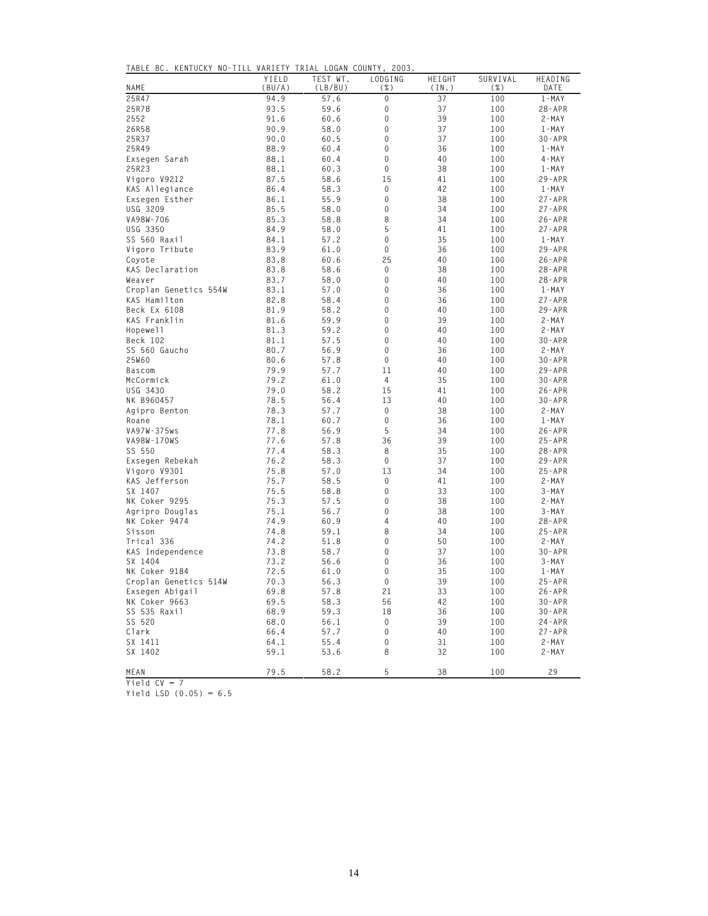TABLE 8C. KENTUCKY NO-TILL VARIETY TRIAL LOGAN COUNTY, 2003.

| NAME | YIELD (BU/A) | TEST WT. (LB/BU) | LODGING (%) | HEIGHT (IN.) | SURVIVAL (%) | HEADING DATE |
|---|---|---|---|---|---|---|
| 25R47 | 94.9 | 57.6 | 0 | 37 | 100 | 1-MAY |
| 25R78 | 93.5 | 59.6 | 0 | 37 | 100 | 28-APR |
| 2552 | 91.6 | 60.6 | 0 | 39 | 100 | 2-MAY |
| 26R58 | 90.9 | 58.0 | 0 | 37 | 100 | 1-MAY |
| 25R37 | 90.0 | 60.5 | 0 | 37 | 100 | 30-APR |
| 25R49 | 88.9 | 60.4 | 0 | 36 | 100 | 1-MAY |
| Exsegen Sarah | 88.1 | 60.4 | 0 | 40 | 100 | 4-MAY |
| 25R23 | 88.1 | 60.3 | 0 | 38 | 100 | 1-MAY |
| Vigoro V9212 | 87.5 | 58.6 | 15 | 41 | 100 | 29-APR |
| KAS Allegiance | 86.4 | 58.3 | 0 | 42 | 100 | 1-MAY |
| Exsegen Esther | 86.1 | 55.9 | 0 | 38 | 100 | 27-APR |
| USG 3209 | 85.5 | 58.0 | 0 | 34 | 100 | 27-APR |
| VA98W-706 | 85.3 | 58.8 | 8 | 34 | 100 | 26-APR |
| USG 3350 | 84.9 | 58.0 | 5 | 41 | 100 | 27-APR |
| SS 560 Raxil | 84.1 | 57.2 | 0 | 35 | 100 | 1-MAY |
| Vigoro Tribute | 83.9 | 61.0 | 0 | 36 | 100 | 29-APR |
| Coyote | 83.8 | 60.6 | 25 | 40 | 100 | 26-APR |
| KAS Declaration | 83.8 | 58.6 | 0 | 38 | 100 | 28-APR |
| Weaver | 83.7 | 58.0 | 0 | 40 | 100 | 28-APR |
| Croplan Genetics 554W | 83.1 | 57.0 | 0 | 36 | 100 | 1-MAY |
| KAS Hamilton | 82.8 | 58.4 | 0 | 36 | 100 | 27-APR |
| Beck Ex 6108 | 81.9 | 58.2 | 0 | 40 | 100 | 29-APR |
| KAS Franklin | 81.6 | 59.9 | 0 | 39 | 100 | 2-MAY |
| Hopewell | 81.3 | 59.2 | 0 | 40 | 100 | 2-MAY |
| Beck 102 | 81.1 | 57.5 | 0 | 40 | 100 | 30-APR |
| SS 560 Gaucho | 80.7 | 56.9 | 0 | 36 | 100 | 2-MAY |
| 25W60 | 80.6 | 57.8 | 0 | 40 | 100 | 30-APR |
| Bascom | 79.9 | 57.7 | 11 | 40 | 100 | 29-APR |
| McCormick | 79.2 | 61.0 | 4 | 35 | 100 | 30-APR |
| USG 3430 | 79.0 | 58.2 | 15 | 41 | 100 | 26-APR |
| NK B960457 | 78.5 | 56.4 | 13 | 40 | 100 | 30-APR |
| Agipro Benton | 78.3 | 57.7 | 0 | 38 | 100 | 2-MAY |
| Roane | 78.1 | 60.7 | 0 | 36 | 100 | 1-MAY |
| VA97W-375ws | 77.8 | 56.9 | 5 | 34 | 100 | 26-APR |
| VA98W-170WS | 77.6 | 57.8 | 36 | 39 | 100 | 25-APR |
| SS 550 | 77.4 | 58.3 | 8 | 35 | 100 | 28-APR |
| Exsegen Rebekah | 76.2 | 58.3 | 0 | 37 | 100 | 29-APR |
| Vigoro V9301 | 75.8 | 57.0 | 13 | 34 | 100 | 25-APR |
| KAS Jefferson | 75.7 | 58.5 | 0 | 41 | 100 | 2-MAY |
| SX 1407 | 75.5 | 58.8 | 0 | 33 | 100 | 3-MAY |
| NK Coker 9295 | 75.3 | 57.5 | 0 | 38 | 100 | 2-MAY |
| Agripro Douglas | 75.1 | 56.7 | 0 | 38 | 100 | 3-MAY |
| NK Coker 9474 | 74.9 | 60.9 | 4 | 40 | 100 | 28-APR |
| Sisson | 74.8 | 59.1 | 8 | 34 | 100 | 25-APR |
| Trical 336 | 74.2 | 51.8 | 0 | 50 | 100 | 2-MAY |
| KAS Independence | 73.8 | 58.7 | 0 | 37 | 100 | 30-APR |
| SX 1404 | 73.2 | 56.6 | 0 | 36 | 100 | 3-MAY |
| NK Coker 9184 | 72.5 | 61.0 | 0 | 35 | 100 | 1-MAY |
| Croplan Genetics 514W | 70.3 | 56.3 | 0 | 39 | 100 | 25-APR |
| Exsegen Abigail | 69.8 | 57.8 | 21 | 33 | 100 | 26-APR |
| NK Coker 9663 | 69.5 | 58.3 | 56 | 42 | 100 | 30-APR |
| SS 535 Raxil | 68.9 | 59.3 | 18 | 36 | 100 | 30-APR |
| SS 520 | 68.0 | 56.1 | 0 | 39 | 100 | 24-APR |
| Clark | 66.4 | 57.7 | 0 | 40 | 100 | 27-APR |
| SX 1411 | 64.1 | 55.4 | 0 | 31 | 100 | 2-MAY |
| SX 1402 | 59.1 | 53.6 | 8 | 32 | 100 | 2-MAY |
| MEAN | 79.5 | 58.2 | 5 | 38 | 100 | 29 |

Yield CV = 7

Yield LSD (0.05) = 6.5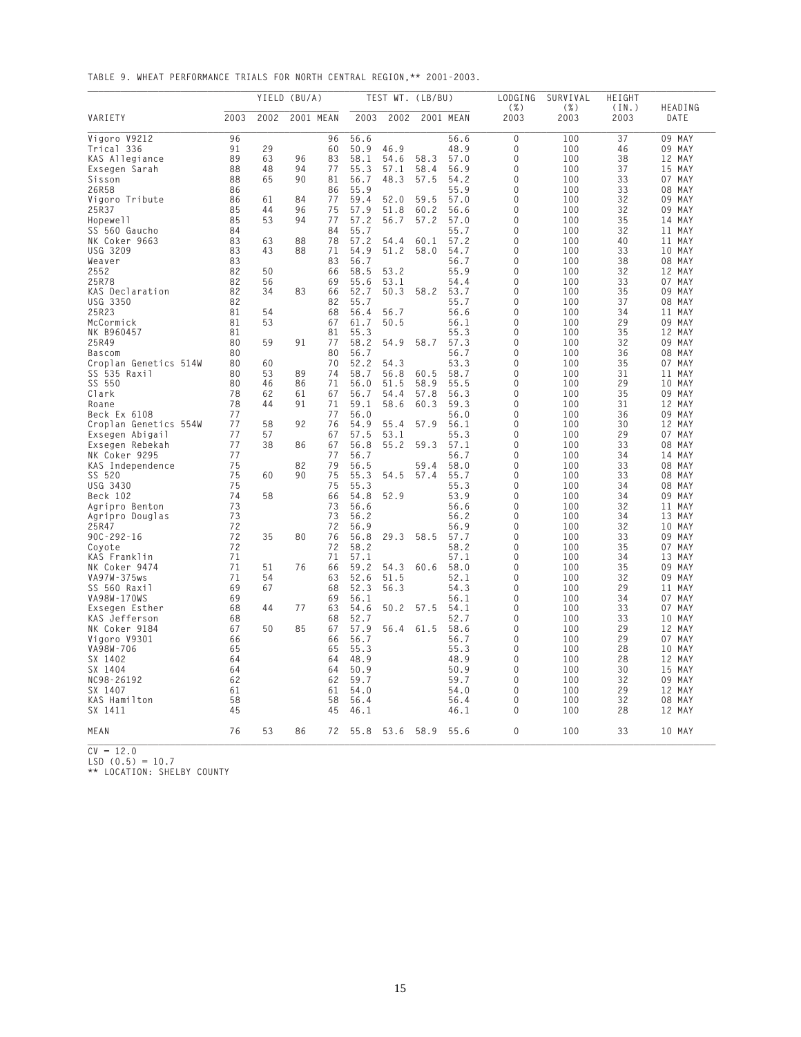TABLE 9. WHEAT PERFORMANCE TRIALS FOR NORTH CENTRAL REGION,** 2001-2003.

| VARIETY | YIELD (BU/A) 2003 | 2002 | 2001 | MEAN | TEST WT. (LB/BU) 2003 | 2002 | 2001 | MEAN | LODGING (%) 2003 | SURVIVAL (%) 2003 | HEIGHT (IN.) 2003 | HEADING DATE |
|---|---|---|---|---|---|---|---|---|---|---|---|---|
| Vigoro V9212 | 96 | | | 96 | 56.6 | | | 56.6 | 0 | 100 | 37 | 09 MAY |
| Trical 336 | 91 | 29 | | 60 | 50.9 | 46.9 | | 48.9 | 0 | 100 | 46 | 09 MAY |
| KAS Allegiance | 89 | 63 | 96 | 83 | 58.1 | 54.6 | 58.3 | 57.0 | 0 | 100 | 38 | 12 MAY |
| Exsegen Sarah | 88 | 48 | 94 | 77 | 55.3 | 57.1 | 58.4 | 56.9 | 0 | 100 | 37 | 15 MAY |
| Sisson | 88 | 65 | 90 | 81 | 56.7 | 48.3 | 57.5 | 54.2 | 0 | 100 | 33 | 07 MAY |
| 26R58 | 86 | | | 86 | 55.9 | | | 55.9 | 0 | 100 | 33 | 08 MAY |
| Vigoro Tribute | 86 | 61 | 84 | 77 | 59.4 | 52.0 | 59.5 | 57.0 | 0 | 100 | 32 | 09 MAY |
| 25R37 | 85 | 44 | 96 | 75 | 57.9 | 51.8 | 60.2 | 56.6 | 0 | 100 | 32 | 09 MAY |
| Hopewell | 85 | 53 | 94 | 77 | 57.2 | 56.7 | 57.2 | 57.0 | 0 | 100 | 35 | 14 MAY |
| SS 560 Gaucho | 84 | | | 84 | 55.7 | | | 55.7 | 0 | 100 | 32 | 11 MAY |
| NK Coker 9663 | 83 | 63 | 88 | 78 | 57.2 | 54.4 | 60.1 | 57.2 | 0 | 100 | 40 | 11 MAY |
| USG 3209 | 83 | 43 | 88 | 71 | 54.9 | 51.2 | 58.0 | 54.7 | 0 | 100 | 33 | 10 MAY |
| Weaver | 83 | | | 83 | 56.7 | | | 56.7 | 0 | 100 | 38 | 08 MAY |
| 2552 | 82 | 50 | | 66 | 58.5 | 53.2 | | 55.9 | 0 | 100 | 32 | 12 MAY |
| 25R78 | 82 | 56 | | 69 | 55.6 | 53.1 | | 54.4 | 0 | 100 | 33 | 07 MAY |
| KAS Declaration | 82 | 34 | 83 | 66 | 52.7 | 50.3 | 58.2 | 53.7 | 0 | 100 | 35 | 09 MAY |
| USG 3350 | 82 | | | 82 | 55.7 | | | 55.7 | 0 | 100 | 37 | 08 MAY |
| 25R23 | 81 | 54 | | 68 | 56.4 | 56.7 | | 56.6 | 0 | 100 | 34 | 11 MAY |
| McCormick | 81 | 53 | | 67 | 61.7 | 50.5 | | 56.1 | 0 | 100 | 29 | 09 MAY |
| NK B960457 | 81 | | | 81 | 55.3 | | | 55.3 | 0 | 100 | 35 | 12 MAY |
| 25R49 | 80 | 59 | 91 | 77 | 58.2 | 54.9 | 58.7 | 57.3 | 0 | 100 | 32 | 09 MAY |
| Bascom | 80 | | | 80 | 56.7 | | | 56.7 | 0 | 100 | 36 | 08 MAY |
| Croplan Genetics 514W | 80 | 60 | | 70 | 52.2 | 54.3 | | 53.3 | 0 | 100 | 35 | 07 MAY |
| SS 535 Raxil | 80 | 53 | 89 | 74 | 58.7 | 56.8 | 60.5 | 58.7 | 0 | 100 | 31 | 11 MAY |
| SS 550 | 80 | 46 | 86 | 71 | 56.0 | 51.5 | 58.9 | 55.5 | 0 | 100 | 29 | 10 MAY |
| Clark | 78 | 62 | 61 | 67 | 56.7 | 54.4 | 57.8 | 56.3 | 0 | 100 | 35 | 09 MAY |
| Roane | 78 | 44 | 91 | 71 | 59.1 | 58.6 | 60.3 | 59.3 | 0 | 100 | 31 | 12 MAY |
| Beck Ex 6108 | 77 | | | 77 | 56.0 | | | 56.0 | 0 | 100 | 36 | 09 MAY |
| Croplan Genetics 554W | 77 | 58 | 92 | 76 | 54.9 | 55.4 | 57.9 | 56.1 | 0 | 100 | 30 | 12 MAY |
| Exsegen Abigail | 77 | 57 | | 67 | 57.5 | 53.1 | | 55.3 | 0 | 100 | 29 | 07 MAY |
| Exsegen Rebekah | 77 | 38 | 86 | 67 | 56.8 | 55.2 | 59.3 | 57.1 | 0 | 100 | 33 | 08 MAY |
| NK Coker 9295 | 77 | | | 77 | 56.7 | | | 56.7 | 0 | 100 | 34 | 14 MAY |
| KAS Independence | 75 | | 82 | 79 | 56.5 | | 59.4 | 58.0 | 0 | 100 | 33 | 08 MAY |
| SS 520 | 75 | 60 | 90 | 75 | 55.3 | 54.5 | 57.4 | 55.7 | 0 | 100 | 33 | 08 MAY |
| USG 3430 | 75 | | | 75 | 55.3 | | | 55.3 | 0 | 100 | 34 | 08 MAY |
| Beck 102 | 74 | 58 | | 66 | 54.8 | 52.9 | | 53.9 | 0 | 100 | 34 | 09 MAY |
| Agripro Benton | 73 | | | 73 | 56.6 | | | 56.6 | 0 | 100 | 32 | 11 MAY |
| Agripro Douglas | 73 | | | 73 | 56.2 | | | 56.2 | 0 | 100 | 34 | 13 MAY |
| 25R47 | 72 | | | 72 | 56.9 | | | 56.9 | 0 | 100 | 32 | 10 MAY |
| 90C-292-16 | 72 | 35 | 80 | 76 | 56.8 | 29.3 | 58.5 | 57.7 | 0 | 100 | 33 | 09 MAY |
| Coyote | 72 | | | 72 | 58.2 | | | 58.2 | 0 | 100 | 35 | 07 MAY |
| KAS Franklin | 71 | | | 71 | 57.1 | | | 57.1 | 0 | 100 | 34 | 13 MAY |
| NK Coker 9474 | 71 | 51 | 76 | 66 | 59.2 | 54.3 | 60.6 | 58.0 | 0 | 100 | 35 | 09 MAY |
| VA97W-375ws | 71 | 54 | | 63 | 52.6 | 51.5 | | 52.1 | 0 | 100 | 32 | 09 MAY |
| SS 560 Raxil | 69 | 67 | | 68 | 52.3 | 56.3 | | 54.3 | 0 | 100 | 29 | 11 MAY |
| VA98W-170WS | 69 | | | 69 | 56.1 | | | 56.1 | 0 | 100 | 34 | 07 MAY |
| Exsegen Esther | 68 | 44 | 77 | 63 | 54.6 | 50.2 | 57.5 | 54.1 | 0 | 100 | 33 | 07 MAY |
| KAS Jefferson | 68 | | | 68 | 52.7 | | | 52.7 | 0 | 100 | 33 | 10 MAY |
| NK Coker 9184 | 67 | 50 | 85 | 67 | 57.9 | 56.4 | 61.5 | 58.6 | 0 | 100 | 29 | 12 MAY |
| Vigoro V9301 | 66 | | | 66 | 56.7 | | | 56.7 | 0 | 100 | 29 | 07 MAY |
| VA98W-706 | 65 | | | 65 | 55.3 | | | 55.3 | 0 | 100 | 28 | 10 MAY |
| SX 1402 | 64 | | | 64 | 48.9 | | | 48.9 | 0 | 100 | 28 | 12 MAY |
| SX 1404 | 64 | | | 64 | 50.9 | | | 50.9 | 0 | 100 | 30 | 15 MAY |
| NC98-26192 | 62 | | | 62 | 59.7 | | | 59.7 | 0 | 100 | 32 | 09 MAY |
| SX 1407 | 61 | | | 61 | 54.0 | | | 54.0 | 0 | 100 | 29 | 12 MAY |
| KAS Hamilton | 58 | | | 58 | 56.4 | | | 56.4 | 0 | 100 | 32 | 08 MAY |
| SX 1411 | 45 | | | 45 | 46.1 | | | 46.1 | 0 | 100 | 28 | 12 MAY |
| MEAN | 76 | 53 | 86 | 72 | 55.8 | 53.6 | 58.9 | 55.6 | 0 | 100 | 33 | 10 MAY |

CV = 12.0
LSD (0.5) = 10.7
** LOCATION: SHELBY COUNTY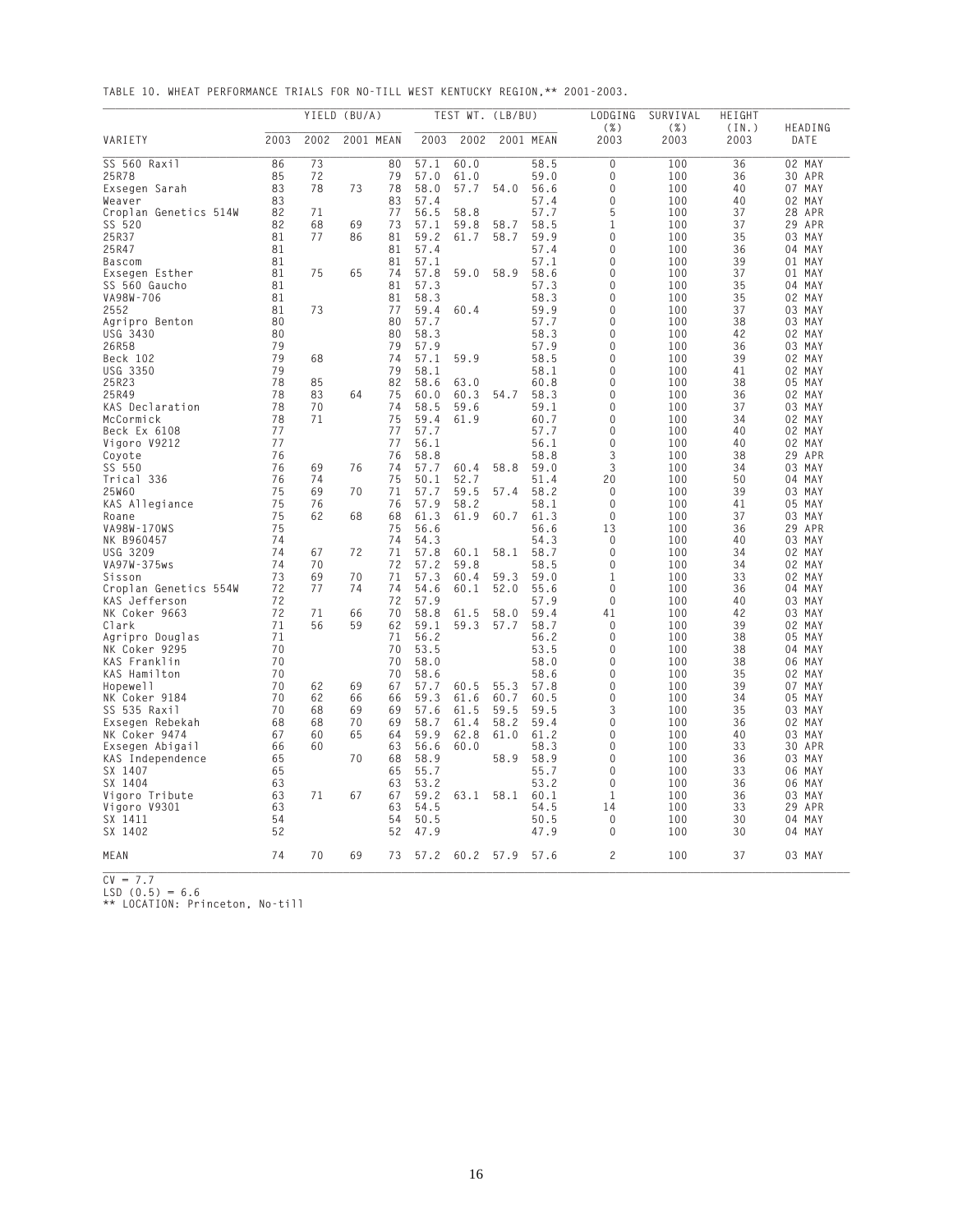TABLE 10. WHEAT PERFORMANCE TRIALS FOR NO-TILL WEST KENTUCKY REGION,** 2001-2003.

| VARIETY | YIELD (BU/A) 2003 | 2002 | 2001 | MEAN | TEST WT. (LB/BU) 2003 | 2002 | 2001 | MEAN | LODGING (%) 2003 | SURVIVAL (%) 2003 | HEIGHT (IN.) 2003 | HEADING DATE |
|---|---|---|---|---|---|---|---|---|---|---|---|---|
| SS 560 Raxil | 86 | 73 | | 80 | 57.1 | 60.0 | | 58.5 | 0 | 100 | 36 | 02 MAY |
| 25R78 | 85 | 72 | | 79 | 57.0 | 61.0 | | 59.0 | 0 | 100 | 36 | 30 APR |
| Exsegen Sarah | 83 | 78 | 73 | 78 | 58.0 | 57.7 | 54.0 | 56.6 | 0 | 100 | 40 | 07 MAY |
| Weaver | 83 | | | 83 | 57.4 | | | 57.4 | 0 | 100 | 40 | 02 MAY |
| Croplan Genetics 514W | 82 | 71 | | 77 | 56.5 | 58.8 | | 57.7 | 5 | 100 | 37 | 28 APR |
| SS 520 | 82 | 68 | 69 | 73 | 57.1 | 59.8 | 58.7 | 58.5 | 1 | 100 | 37 | 29 APR |
| 25R37 | 81 | 77 | 86 | 81 | 59.2 | 61.7 | 58.7 | 59.9 | 0 | 100 | 35 | 03 MAY |
| 25R47 | 81 | | | 81 | 57.4 | | | 57.4 | 0 | 100 | 36 | 04 MAY |
| Bascom | 81 | | | 81 | 57.1 | | | 57.1 | 0 | 100 | 39 | 01 MAY |
| Exsegen Esther | 81 | 75 | 65 | 74 | 57.8 | 59.0 | 58.9 | 58.6 | 0 | 100 | 37 | 01 MAY |
| SS 560 Gaucho | 81 | | | 81 | 57.3 | | | 57.3 | 0 | 100 | 35 | 04 MAY |
| VA98W-706 | 81 | | | 81 | 58.3 | | | 58.3 | 0 | 100 | 35 | 02 MAY |
| 2552 | 81 | 73 | | 77 | 59.4 | 60.4 | | 59.9 | 0 | 100 | 37 | 03 MAY |
| Agripro Benton | 80 | | | 80 | 57.7 | | | 57.7 | 0 | 100 | 38 | 03 MAY |
| USG 3430 | 80 | | | 80 | 58.3 | | | 58.3 | 0 | 100 | 42 | 02 MAY |
| 26R58 | 79 | | | 79 | 57.9 | | | 57.9 | 0 | 100 | 36 | 03 MAY |
| Beck 102 | 79 | 68 | | 74 | 57.1 | 59.9 | | 58.5 | 0 | 100 | 39 | 02 MAY |
| USG 3350 | 79 | | | 79 | 58.1 | | | 58.1 | 0 | 100 | 41 | 02 MAY |
| 25R23 | 78 | 85 | | 82 | 58.6 | 63.0 | | 60.8 | 0 | 100 | 38 | 05 MAY |
| 25R49 | 78 | 83 | 64 | 75 | 60.0 | 60.3 | 54.7 | 58.3 | 0 | 100 | 36 | 02 MAY |
| KAS Declaration | 78 | 70 | | 74 | 58.5 | 59.6 | | 59.1 | 0 | 100 | 37 | 03 MAY |
| McCormick | 78 | 71 | | 75 | 59.4 | 61.9 | | 60.7 | 0 | 100 | 34 | 02 MAY |
| Beck Ex 6108 | 77 | | | 77 | 57.7 | | | 57.7 | 0 | 100 | 40 | 02 MAY |
| Vigoro V9212 | 77 | | | 77 | 56.1 | | | 56.1 | 0 | 100 | 40 | 02 MAY |
| Coyote | 76 | | | 76 | 58.8 | | | 58.8 | 3 | 100 | 38 | 29 APR |
| SS 550 | 76 | 69 | 76 | 74 | 57.7 | 60.4 | 58.8 | 59.0 | 3 | 100 | 34 | 03 MAY |
| Trical 336 | 76 | 74 | | 75 | 50.1 | 52.7 | | 51.4 | 20 | 100 | 50 | 04 MAY |
| 25W60 | 75 | 69 | 70 | 71 | 57.7 | 59.5 | 57.4 | 58.2 | 0 | 100 | 39 | 03 MAY |
| KAS Allegiance | 75 | 76 | | 76 | 57.9 | 58.2 | | 58.1 | 0 | 100 | 41 | 05 MAY |
| Roane | 75 | 62 | 68 | 68 | 61.3 | 61.9 | 60.7 | 61.3 | 0 | 100 | 37 | 03 MAY |
| VA98W-170WS | 75 | | | 75 | 56.6 | | | 56.6 | 13 | 100 | 36 | 29 APR |
| NK B960457 | 74 | | | 74 | 54.3 | | | 54.3 | 0 | 100 | 40 | 03 MAY |
| USG 3209 | 74 | 67 | 72 | 71 | 57.8 | 60.1 | 58.1 | 58.7 | 0 | 100 | 34 | 02 MAY |
| VA97W-375ws | 74 | 70 | | 72 | 57.2 | 59.8 | | 58.5 | 0 | 100 | 34 | 02 MAY |
| Sisson | 73 | 69 | 70 | 71 | 57.3 | 60.4 | 59.3 | 59.0 | 1 | 100 | 33 | 02 MAY |
| Croplan Genetics 554W | 72 | 77 | 74 | 74 | 54.6 | 60.1 | 52.0 | 55.6 | 0 | 100 | 36 | 04 MAY |
| KAS Jefferson | 72 | | | 72 | 57.9 | | | 57.9 | 0 | 100 | 40 | 03 MAY |
| NK Coker 9663 | 72 | 71 | 66 | 70 | 58.8 | 61.5 | 58.0 | 59.4 | 41 | 100 | 42 | 03 MAY |
| Clark | 71 | 56 | 59 | 62 | 59.1 | 59.3 | 57.7 | 58.7 | 0 | 100 | 39 | 02 MAY |
| Agripro Douglas | 71 | | | 71 | 56.2 | | | 56.2 | 0 | 100 | 38 | 05 MAY |
| NK Coker 9295 | 70 | | | 70 | 53.5 | | | 53.5 | 0 | 100 | 38 | 04 MAY |
| KAS Franklin | 70 | | | 70 | 58.0 | | | 58.0 | 0 | 100 | 38 | 06 MAY |
| KAS Hamilton | 70 | | | 70 | 58.6 | | | 58.6 | 0 | 100 | 35 | 02 MAY |
| Hopewell | 70 | 62 | 69 | 67 | 57.7 | 60.5 | 55.3 | 57.8 | 0 | 100 | 39 | 07 MAY |
| NK Coker 9184 | 70 | 62 | 66 | 66 | 59.3 | 61.6 | 60.7 | 60.5 | 0 | 100 | 34 | 05 MAY |
| SS 535 Raxil | 70 | 68 | 69 | 69 | 57.6 | 61.5 | 59.5 | 59.5 | 3 | 100 | 35 | 03 MAY |
| Exsegen Rebekah | 68 | 68 | 70 | 69 | 58.7 | 61.4 | 58.2 | 59.4 | 0 | 100 | 36 | 02 MAY |
| NK Coker 9474 | 67 | 60 | 65 | 64 | 59.9 | 62.8 | 61.0 | 61.2 | 0 | 100 | 40 | 03 MAY |
| Exsegen Abigail | 66 | 60 | | 63 | 56.6 | 60.0 | | 58.3 | 0 | 100 | 33 | 30 APR |
| KAS Independence | 65 | | 70 | 68 | 58.9 | | 58.9 | 58.9 | 0 | 100 | 36 | 03 MAY |
| SX 1407 | 65 | | | 65 | 55.7 | | | 55.7 | 0 | 100 | 33 | 06 MAY |
| SX 1404 | 63 | | | 63 | 53.2 | | | 53.2 | 0 | 100 | 36 | 06 MAY |
| Vigoro Tribute | 63 | 71 | 67 | 67 | 59.2 | 63.1 | 58.1 | 60.1 | 1 | 100 | 36 | 03 MAY |
| Vigoro V9301 | 63 | | | 63 | 54.5 | | | 54.5 | 14 | 100 | 33 | 29 APR |
| SX 1411 | 54 | | | 54 | 50.5 | | | 50.5 | 0 | 100 | 30 | 04 MAY |
| SX 1402 | 52 | | | 52 | 47.9 | | | 47.9 | 0 | 100 | 30 | 04 MAY |
| MEAN | 74 | 70 | 69 | 73 | 57.2 | 60.2 | 57.9 | 57.6 | 2 | 100 | 37 | 03 MAY |

CV = 7.7
LSD (0.5) = 6.6
** LOCATION: Princeton, No-till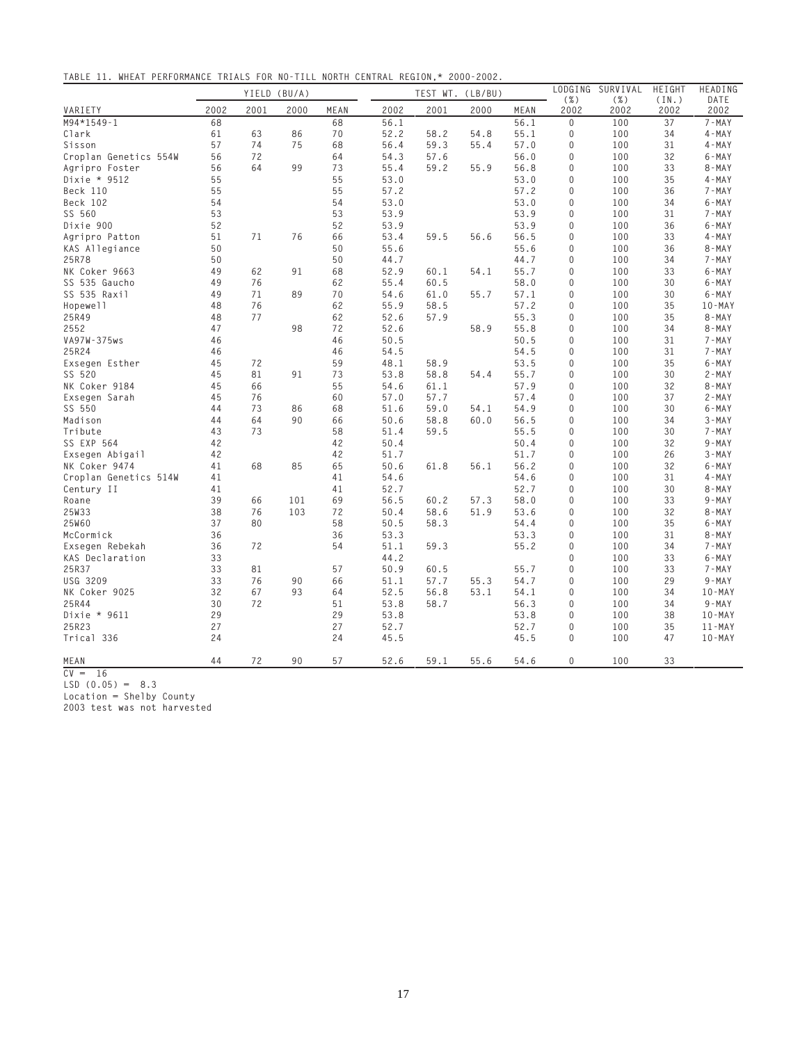TABLE 11. WHEAT PERFORMANCE TRIALS FOR NO-TILL NORTH CENTRAL REGION,* 2000-2002.

| | YIELD (BU/A) | | | | TEST WT. (LB/BU) | | | | LODGING (%) | SURVIVAL (%) | HEIGHT (IN.) | HEADING DATE |
|---|---|---|---|---|---|---|---|---|---|---|---|---|
| VARIETY | 2002 | 2001 | 2000 | MEAN | 2002 | 2001 | 2000 | MEAN | 2002 | 2002 | 2002 | 2002 |
| M94*1549-1 | 68 | | | 68 | 56.1 | | | 56.1 | 0 | 100 | 37 | 7-MAY |
| Clark | 61 | 63 | 86 | 70 | 52.2 | 58.2 | 54.8 | 55.1 | 0 | 100 | 34 | 4-MAY |
| Sisson | 57 | 74 | 75 | 68 | 56.4 | 59.3 | 55.4 | 57.0 | 0 | 100 | 31 | 4-MAY |
| Croplan Genetics 554W | 56 | 72 | | 64 | 54.3 | 57.6 | | 56.0 | 0 | 100 | 32 | 6-MAY |
| Agripro Foster | 56 | 64 | 99 | 73 | 55.4 | 59.2 | 55.9 | 56.8 | 0 | 100 | 33 | 8-MAY |
| Dixie * 9512 | 55 | | | 55 | 53.0 | | | 53.0 | 0 | 100 | 35 | 4-MAY |
| Beck 110 | 55 | | | 55 | 57.2 | | | 57.2 | 0 | 100 | 36 | 7-MAY |
| Beck 102 | 54 | | | 54 | 53.0 | | | 53.0 | 0 | 100 | 34 | 6-MAY |
| SS 560 | 53 | | | 53 | 53.9 | | | 53.9 | 0 | 100 | 31 | 7-MAY |
| Dixie 900 | 52 | | | 52 | 53.9 | | | 53.9 | 0 | 100 | 36 | 6-MAY |
| Agripro Patton | 51 | 71 | 76 | 66 | 53.4 | 59.5 | 56.6 | 56.5 | 0 | 100 | 33 | 4-MAY |
| KAS Allegiance | 50 | | | 50 | 55.6 | | | 55.6 | 0 | 100 | 36 | 8-MAY |
| 25R78 | 50 | | | 50 | 44.7 | | | 44.7 | 0 | 100 | 34 | 7-MAY |
| NK Coker 9663 | 49 | 62 | 91 | 68 | 52.9 | 60.1 | 54.1 | 55.7 | 0 | 100 | 33 | 6-MAY |
| SS 535 Gaucho | 49 | 76 | | 62 | 55.4 | 60.5 | | 58.0 | 0 | 100 | 30 | 6-MAY |
| SS 535 Raxil | 49 | 71 | 89 | 70 | 54.6 | 61.0 | 55.7 | 57.1 | 0 | 100 | 30 | 6-MAY |
| Hopewell | 48 | 76 | | 62 | 55.9 | 58.5 | | 57.2 | 0 | 100 | 35 | 10-MAY |
| 25R49 | 48 | 77 | | 62 | 52.6 | 57.9 | | 55.3 | 0 | 100 | 35 | 8-MAY |
| 2552 | 47 | | 98 | 72 | 52.6 | | 58.9 | 55.8 | 0 | 100 | 34 | 8-MAY |
| VA97W-375ws | 46 | | | 46 | 50.5 | | | 50.5 | 0 | 100 | 31 | 7-MAY |
| 25R24 | 46 | | | 46 | 54.5 | | | 54.5 | 0 | 100 | 31 | 7-MAY |
| Exsegen Esther | 45 | 72 | | 59 | 48.1 | 58.9 | | 53.5 | 0 | 100 | 35 | 6-MAY |
| SS 520 | 45 | 81 | 91 | 73 | 53.8 | 58.8 | 54.4 | 55.7 | 0 | 100 | 30 | 2-MAY |
| NK Coker 9184 | 45 | 66 | | 55 | 54.6 | 61.1 | | 57.9 | 0 | 100 | 32 | 8-MAY |
| Exsegen Sarah | 45 | 76 | | 60 | 57.0 | 57.7 | | 57.4 | 0 | 100 | 37 | 2-MAY |
| SS 550 | 44 | 73 | 86 | 68 | 51.6 | 59.0 | 54.1 | 54.9 | 0 | 100 | 30 | 6-MAY |
| Madison | 44 | 64 | 90 | 66 | 50.6 | 58.8 | 60.0 | 56.5 | 0 | 100 | 34 | 3-MAY |
| Tribute | 43 | 73 | | 58 | 51.4 | 59.5 | | 55.5 | 0 | 100 | 30 | 7-MAY |
| SS EXP 564 | 42 | | | 42 | 50.4 | | | 50.4 | 0 | 100 | 32 | 9-MAY |
| Exsegen Abigail | 42 | | | 42 | 51.7 | | | 51.7 | 0 | 100 | 26 | 3-MAY |
| NK Coker 9474 | 41 | 68 | 85 | 65 | 50.6 | 61.8 | 56.1 | 56.2 | 0 | 100 | 32 | 6-MAY |
| Croplan Genetics 514W | 41 | | | 41 | 54.6 | | | 54.6 | 0 | 100 | 31 | 4-MAY |
| Century II | 41 | | | 41 | 52.7 | | | 52.7 | 0 | 100 | 30 | 8-MAY |
| Roane | 39 | 66 | 101 | 69 | 56.5 | 60.2 | 57.3 | 58.0 | 0 | 100 | 33 | 9-MAY |
| 25W33 | 38 | 76 | 103 | 72 | 50.4 | 58.6 | 51.9 | 53.6 | 0 | 100 | 32 | 8-MAY |
| 25W60 | 37 | 80 | | 58 | 50.5 | 58.3 | | 54.4 | 0 | 100 | 35 | 6-MAY |
| McCormick | 36 | | | 36 | 53.3 | | | 53.3 | 0 | 100 | 31 | 8-MAY |
| Exsegen Rebekah | 36 | 72 | | 54 | 51.1 | 59.3 | | 55.2 | 0 | 100 | 34 | 7-MAY |
| KAS Declaration | 33 | | | | 44.2 | | | | 0 | 100 | 33 | 6-MAY |
| 25R37 | 33 | 81 | | 57 | 50.9 | 60.5 | | 55.7 | 0 | 100 | 33 | 7-MAY |
| USG 3209 | 33 | 76 | 90 | 66 | 51.1 | 57.7 | 55.3 | 54.7 | 0 | 100 | 29 | 9-MAY |
| NK Coker 9025 | 32 | 67 | 93 | 64 | 52.5 | 56.8 | 53.1 | 54.1 | 0 | 100 | 34 | 10-MAY |
| 25R44 | 30 | 72 | | 51 | 53.8 | 58.7 | | 56.3 | 0 | 100 | 34 | 9-MAY |
| Dixie * 9611 | 29 | | | 29 | 53.8 | | | 53.8 | 0 | 100 | 38 | 10-MAY |
| 25R23 | 27 | | | 27 | 52.7 | | | 52.7 | 0 | 100 | 35 | 11-MAY |
| Trical 336 | 24 | | | 24 | 45.5 | | | 45.5 | 0 | 100 | 47 | 10-MAY |
| MEAN | 44 | 72 | 90 | 57 | 52.6 | 59.1 | 55.6 | 54.6 | 0 | 100 | 33 | |

CV = 16

LSD (0.05) = 8.3

Location = Shelby County

2003 test was not harvested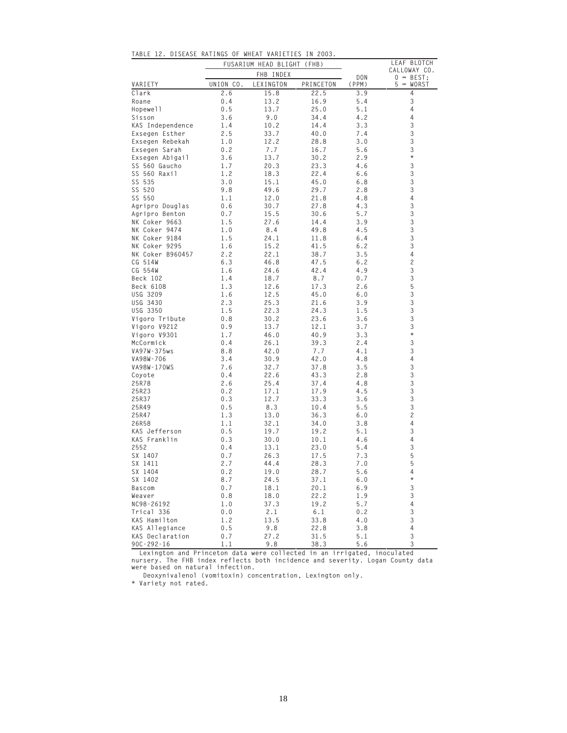TABLE 12. DISEASE RATINGS OF WHEAT VARIETIES IN 2003.

| VARIETY | FUSARIUM HEAD BLIGHT (FHB) | | | | LEAF BLOTCH CALLOWAY CO. 0 = BEST; 5 = WORST |
|---|---|---|---|---|---|
| | FHB INDEX | | | DON (PPM) | |
| | UNION CO. | LEXINGTON | PRINCETON | | |
| Clark | 2.6 | 15.8 | 22.5 | 3.9 | 4 |
| Roane | 0.4 | 13.2 | 16.9 | 5.4 | 3 |
| Hopewell | 0.5 | 13.7 | 25.0 | 5.1 | 4 |
| Sisson | 3.6 | 9.0 | 34.4 | 4.2 | 4 |
| KAS Independence | 1.4 | 10.2 | 14.4 | 3.3 | 3 |
| Exsegen Esther | 2.5 | 33.7 | 40.0 | 7.4 | 3 |
| Exsegen Rebekah | 1.0 | 12.2 | 28.8 | 3.0 | 3 |
| Exsegen Sarah | 0.2 | 7.7 | 16.7 | 5.6 | 3 |
| Exsegen Abigail | 3.6 | 13.7 | 30.2 | 2.9 | * |
| SS 560 Gaucho | 1.7 | 20.3 | 23.3 | 4.6 | 3 |
| SS 560 Raxil | 1.2 | 18.3 | 22.4 | 6.6 | 3 |
| SS 535 | 3.0 | 15.1 | 45.0 | 6.8 | 3 |
| SS 520 | 9.8 | 49.6 | 29.7 | 2.8 | 3 |
| SS 550 | 1.1 | 12.0 | 21.8 | 4.8 | 4 |
| Agripro Douglas | 0.6 | 30.7 | 27.8 | 4.3 | 3 |
| Agripro Benton | 0.7 | 15.5 | 30.6 | 5.7 | 3 |
| NK Coker 9663 | 1.5 | 27.6 | 14.4 | 3.9 | 3 |
| NK Coker 9474 | 1.0 | 8.4 | 49.8 | 4.5 | 3 |
| NK Coker 9184 | 1.5 | 24.1 | 11.8 | 6.4 | 3 |
| NK Coker 9295 | 1.6 | 15.2 | 41.5 | 6.2 | 3 |
| NK Coker B960457 | 2.2 | 22.1 | 38.7 | 3.5 | 4 |
| CG 514W | 6.3 | 46.8 | 47.5 | 6.2 | 2 |
| CG 554W | 1.6 | 24.6 | 42.4 | 4.9 | 3 |
| Beck 102 | 1.4 | 18.7 | 8.7 | 0.7 | 3 |
| Beck 6108 | 1.3 | 12.6 | 17.3 | 2.6 | 5 |
| USG 3209 | 1.6 | 12.5 | 45.0 | 6.0 | 3 |
| USG 3430 | 2.3 | 25.3 | 21.6 | 3.9 | 3 |
| USG 3350 | 1.5 | 22.3 | 24.3 | 1.5 | 3 |
| Vigoro Tribute | 0.8 | 30.2 | 23.6 | 3.6 | 3 |
| Vigoro V9212 | 0.9 | 13.7 | 12.1 | 3.7 | 3 |
| Vigoro V9301 | 1.7 | 46.0 | 40.9 | 3.3 | * |
| McCormick | 0.4 | 26.1 | 39.3 | 2.4 | 3 |
| VA97W-375ws | 8.8 | 42.0 | 7.7 | 4.1 | 3 |
| VA98W-706 | 3.4 | 30.9 | 42.0 | 4.8 | 4 |
| VA98W-170WS | 7.6 | 32.7 | 37.8 | 3.5 | 3 |
| Coyote | 0.4 | 22.6 | 43.3 | 2.8 | 3 |
| 25R78 | 2.6 | 25.4 | 37.4 | 4.8 | 3 |
| 25R23 | 0.2 | 17.1 | 17.9 | 4.5 | 3 |
| 25R37 | 0.3 | 12.7 | 33.3 | 3.6 | 3 |
| 25R49 | 0.5 | 8.3 | 10.4 | 5.5 | 3 |
| 25R47 | 1.3 | 13.0 | 36.3 | 6.0 | 2 |
| 26R58 | 1.1 | 32.1 | 34.0 | 3.8 | 4 |
| KAS Jefferson | 0.5 | 19.7 | 19.2 | 5.1 | 3 |
| KAS Franklin | 0.3 | 30.0 | 10.1 | 4.6 | 4 |
| 2552 | 0.4 | 13.1 | 23.0 | 5.4 | 3 |
| SX 1407 | 0.7 | 26.3 | 17.5 | 7.3 | 5 |
| SX 1411 | 2.7 | 44.4 | 28.3 | 7.0 | 5 |
| SX 1404 | 0.2 | 19.0 | 28.7 | 5.6 | 4 |
| SX 1402 | 8.7 | 24.5 | 37.1 | 6.0 | * |
| Bascom | 0.7 | 18.1 | 20.1 | 6.9 | 3 |
| Weaver | 0.8 | 18.0 | 22.2 | 1.9 | 3 |
| NC98-26192 | 1.0 | 37.3 | 19.2 | 5.7 | 4 |
| Trical 336 | 0.0 | 2.1 | 6.1 | 0.2 | 3 |
| KAS Hamilton | 1.2 | 13.5 | 33.8 | 4.0 | 3 |
| KAS Allegiance | 0.5 | 9.8 | 22.8 | 3.8 | 4 |
| KAS Declaration | 0.7 | 27.2 | 31.5 | 5.1 | 3 |
| 90C-292-16 | 1.1 | 9.8 | 38.3 | 5.6 | 3 |

Lexington and Princeton data were collected in an irrigated, inoculated nursery. The FHB index reflects both incidence and severity. Logan County data were based on natural infection.

Deoxynivalenol (vomitoxin) concentration, Lexington only.

\* Variety not rated.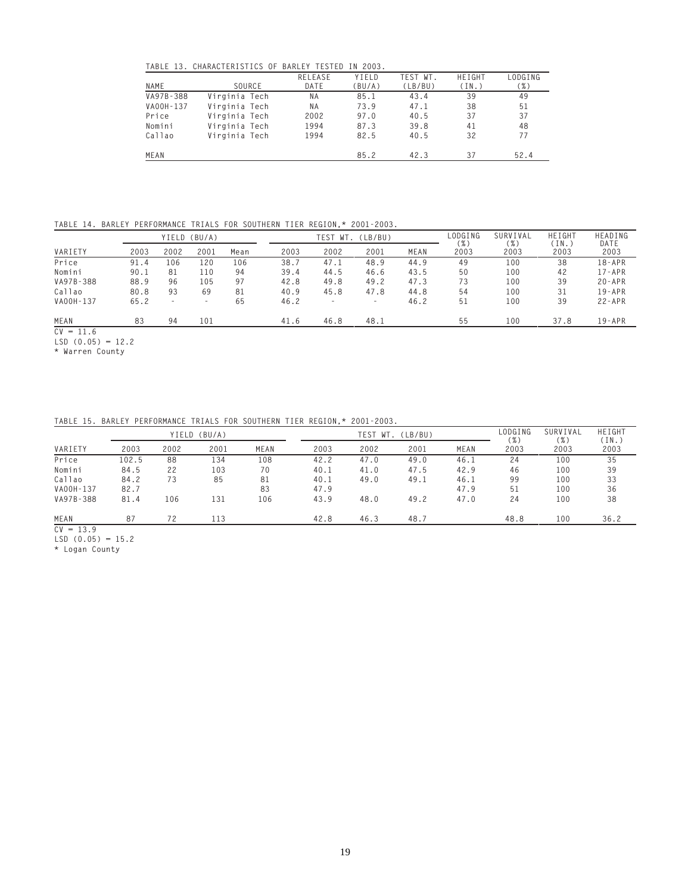TABLE 13. CHARACTERISTICS OF BARLEY TESTED IN 2003.

| NAME | SOURCE | RELEASE DATE | YIELD (BU/A) | TEST WT. (LB/BU) | HEIGHT (IN.) | LODGING (%) |
|---|---|---|---|---|---|---|
| VA97B-388 | Virginia Tech | NA | 85.1 | 43.4 | 39 | 49 |
| VA00H-137 | Virginia Tech | NA | 73.9 | 47.1 | 38 | 51 |
| Price | Virginia Tech | 2002 | 97.0 | 40.5 | 37 | 37 |
| Nomini | Virginia Tech | 1994 | 87.3 | 39.8 | 41 | 48 |
| Callao | Virginia Tech | 1994 | 82.5 | 40.5 | 32 | 77 |
| MEAN | | | 85.2 | 42.3 | 37 | 52.4 |

TABLE 14. BARLEY PERFORMANCE TRIALS FOR SOUTHERN TIER REGION,* 2001-2003.

| | YIELD (BU/A) | | | | TEST WT. (LB/BU) | | | | LODGING (%) | SURVIVAL (%) | HEIGHT (IN.) | HEADING DATE |
|---|---|---|---|---|---|---|---|---|---|---|---|---|
| VARIETY | 2003 | 2002 | 2001 | Mean | 2003 | 2002 | 2001 | MEAN | 2003 | 2003 | 2003 | 2003 |
| Price | 91.4 | 106 | 120 | 106 | 38.7 | 47.1 | 48.9 | 44.9 | 49 | 100 | 38 | 18-APR |
| Nomini | 90.1 | 81 | 110 | 94 | 39.4 | 44.5 | 46.6 | 43.5 | 50 | 100 | 42 | 17-APR |
| VA97B-388 | 88.9 | 96 | 105 | 97 | 42.8 | 49.8 | 49.2 | 47.3 | 73 | 100 | 39 | 20-APR |
| Callao | 80.8 | 93 | 69 | 81 | 40.9 | 45.8 | 47.8 | 44.8 | 54 | 100 | 31 | 19-APR |
| VA00H-137 | 65.2 | - | - | 65 | 46.2 | - | - | 46.2 | 51 | 100 | 39 | 22-APR |
| MEAN | 83 | 94 | 101 | | 41.6 | 46.8 | 48.1 | | 55 | 100 | 37.8 | 19-APR |

CV = 11.6
LSD (0.05) = 12.2
* Warren County

TABLE 15. BARLEY PERFORMANCE TRIALS FOR SOUTHERN TIER REGION,* 2001-2003.

| | YIELD (BU/A) | | | | TEST WT. (LB/BU) | | | | LODGING (%) | SURVIVAL (%) | HEIGHT (IN.) |
|---|---|---|---|---|---|---|---|---|---|---|---|
| VARIETY | 2003 | 2002 | 2001 | MEAN | 2003 | 2002 | 2001 | MEAN | 2003 | 2003 | 2003 |
| Price | 102.5 | 88 | 134 | 108 | 42.2 | 47.0 | 49.0 | 46.1 | 24 | 100 | 35 |
| Nomini | 84.5 | 22 | 103 | 70 | 40.1 | 41.0 | 47.5 | 42.9 | 46 | 100 | 39 |
| Callao | 84.2 | 73 | 85 | 81 | 40.1 | 49.0 | 49.1 | 46.1 | 99 | 100 | 33 |
| VA00H-137 | 82.7 | | | 83 | 47.9 | | | 47.9 | 51 | 100 | 36 |
| VA97B-388 | 81.4 | 106 | 131 | 106 | 43.9 | 48.0 | 49.2 | 47.0 | 24 | 100 | 38 |
| MEAN | 87 | 72 | 113 | | 42.8 | 46.3 | 48.7 | | 48.8 | 100 | 36.2 |

CV = 13.9
LSD (0.05) = 15.2
* Logan County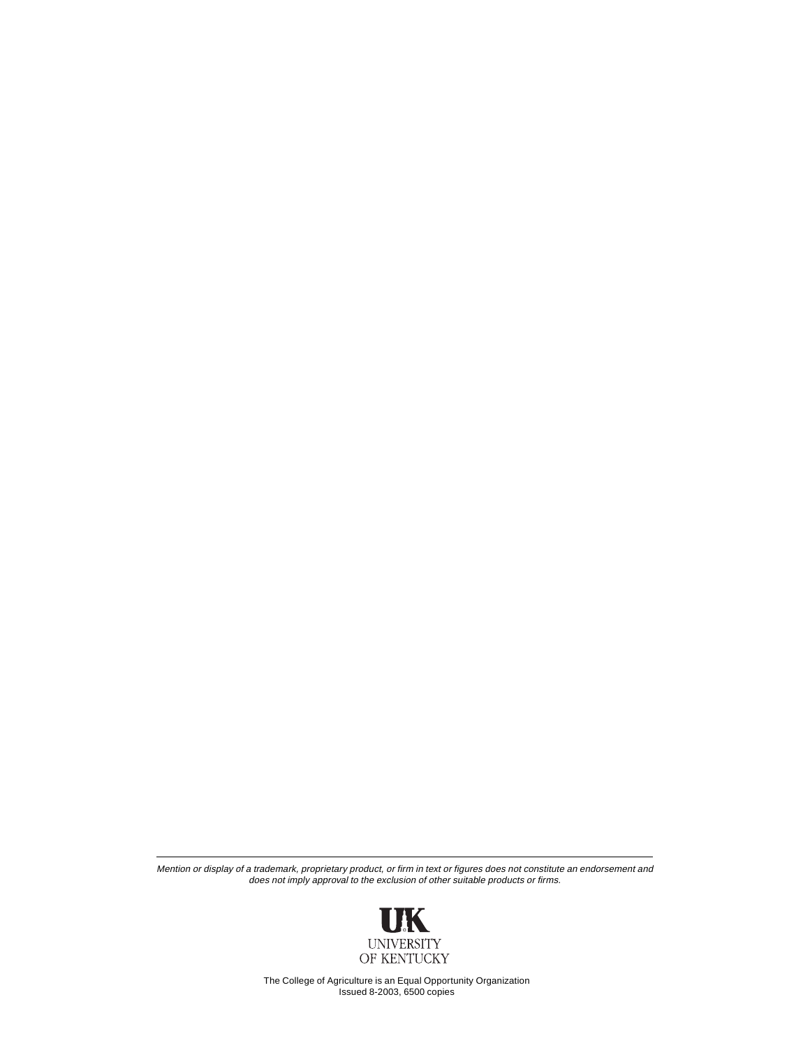*Mention or display of a trademark, proprietary product, or firm in text or figures does not constitute an endorsement and does not imply approval to the exclusion of other suitable products or firms.*

UK
UNIVERSITY
OF KENTUCKY

The College of Agriculture is an Equal Opportunity Organization
Issued 8-2003, 6500 copies